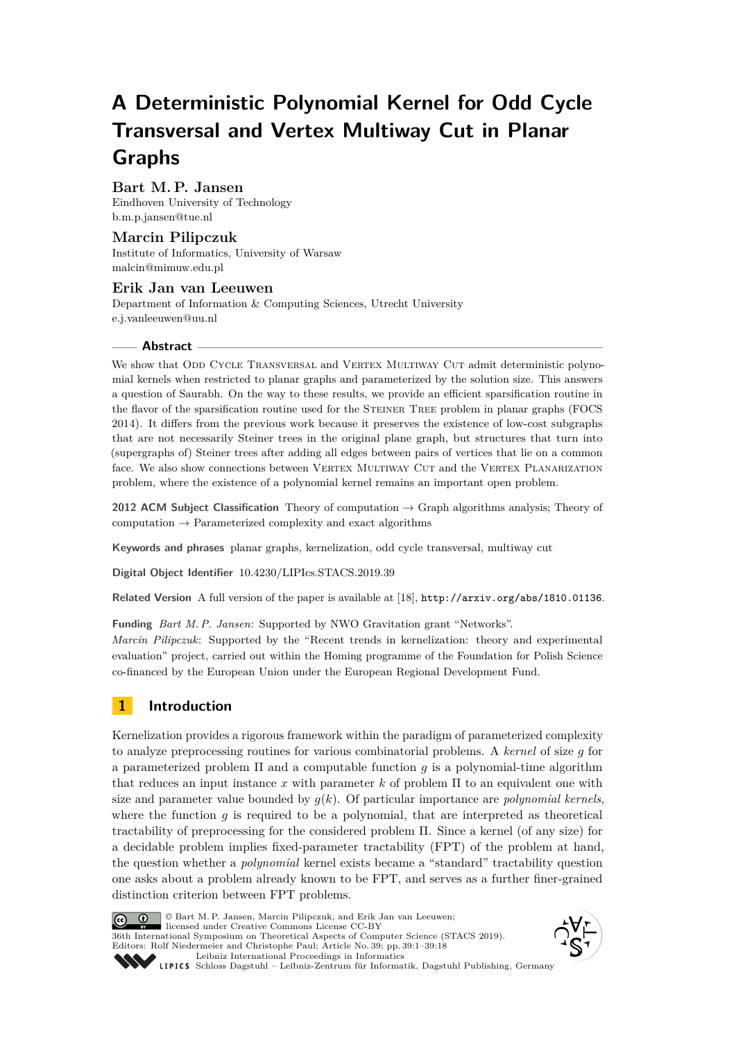# A Deterministic Polynomial Kernel for Odd Cycle Transversal and Vertex Multiway Cut in Planar Graphs

**Bart M. P. Jansen**
Eindhoven University of Technology
b.m.p.jansen@tue.nl

**Marcin Pilipczuk**
Institute of Informatics, University of Warsaw
malcin@mimuw.edu.pl

**Erik Jan van Leeuwen**
Department of Information & Computing Sciences, Utrecht University
e.j.vanleeuwen@uu.nl

## Abstract

We show that Odd Cycle Transversal and Vertex Multiway Cut admit deterministic polynomial kernels when restricted to planar graphs and parameterized by the solution size. This answers a question of Saurabh. On the way to these results, we provide an efficient sparsification routine in the flavor of the sparsification routine used for the Steiner Tree problem in planar graphs (FOCS 2014). It differs from the previous work because it preserves the existence of low-cost subgraphs that are not necessarily Steiner trees in the original plane graph, but structures that turn into (supergraphs of) Steiner trees after adding all edges between pairs of vertices that lie on a common face. We also show connections between Vertex Multiway Cut and the Vertex Planarization problem, where the existence of a polynomial kernel remains an important open problem.

**2012 ACM Subject Classification** Theory of computation → Graph algorithms analysis; Theory of computation → Parameterized complexity and exact algorithms

**Keywords and phrases** planar graphs, kernelization, odd cycle transversal, multiway cut

**Digital Object Identifier** 10.4230/LIPIcs.STACS.2019.39

**Related Version** A full version of the paper is available at [18], http://arxiv.org/abs/1810.01136.

**Funding** *Bart M. P. Jansen*: Supported by NWO Gravitation grant "Networks".
*Marcin Pilipczuk*: Supported by the "Recent trends in kernelization: theory and experimental evaluation" project, carried out within the Homing programme of the Foundation for Polish Science co-financed by the European Union under the European Regional Development Fund.

## 1 Introduction

Kernelization provides a rigorous framework within the paradigm of parameterized complexity to analyze preprocessing routines for various combinatorial problems. A *kernel* of size $g$ for a parameterized problem $\Pi$ and a computable function $g$ is a polynomial-time algorithm that reduces an input instance $x$ with parameter $k$ of problem $\Pi$ to an equivalent one with size and parameter value bounded by $g(k)$. Of particular importance are *polynomial kernels*, where the function $g$ is required to be a polynomial, that are interpreted as theoretical tractability of preprocessing for the considered problem $\Pi$. Since a kernel (of any size) for a decidable problem implies fixed-parameter tractability (FPT) of the problem at hand, the question whether a *polynomial* kernel exists became a "standard" tractability question one asks about a problem already known to be FPT, and serves as a further finer-grained distinction criterion between FPT problems.

© Bart M. P. Jansen, Marcin Pilipczuk, and Erik Jan van Leeuwen;
licensed under Creative Commons License CC-BY
36th International Symposium on Theoretical Aspects of Computer Science (STACS 2019).
Editors: Rolf Niedermeier and Christophe Paul; Article No. 39; pp. 39:1–39:18
Leibniz International Proceedings in Informatics
Schloss Dagstuhl – Leibniz-Zentrum für Informatik, Dagstuhl Publishing, Germany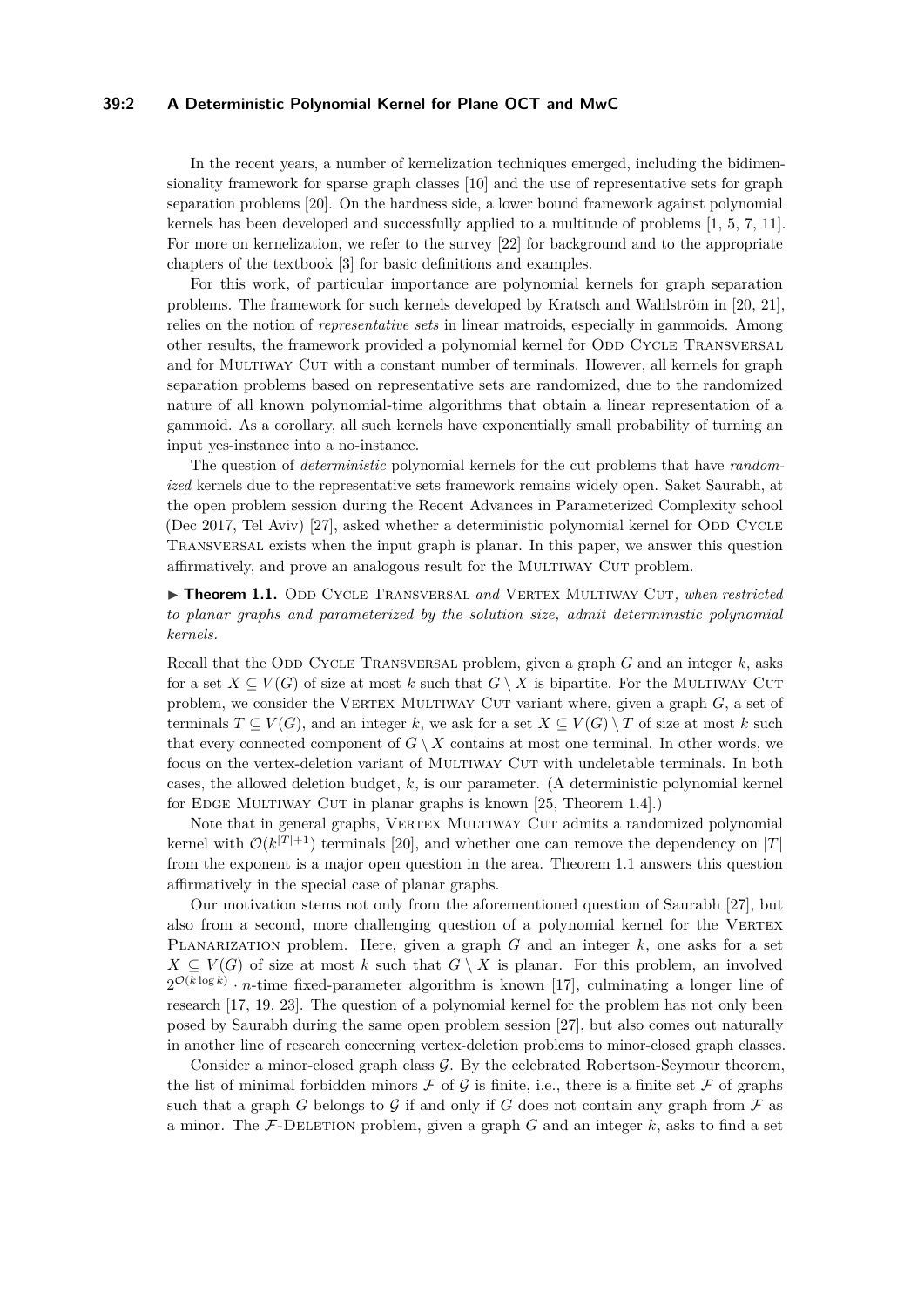In the recent years, a number of kernelization techniques emerged, including the bidimensionality framework for sparse graph classes [10] and the use of representative sets for graph separation problems [20]. On the hardness side, a lower bound framework against polynomial kernels has been developed and successfully applied to a multitude of problems [1, 5, 7, 11]. For more on kernelization, we refer to the survey [22] for background and to the appropriate chapters of the textbook [3] for basic definitions and examples.

For this work, of particular importance are polynomial kernels for graph separation problems. The framework for such kernels developed by Kratsch and Wahlström in [20, 21], relies on the notion of *representative sets* in linear matroids, especially in gammoids. Among other results, the framework provided a polynomial kernel for Odd Cycle Transversal and for Multiway Cut with a constant number of terminals. However, all kernels for graph separation problems based on representative sets are randomized, due to the randomized nature of all known polynomial-time algorithms that obtain a linear representation of a gammoid. As a corollary, all such kernels have exponentially small probability of turning an input yes-instance into a no-instance.

The question of *deterministic* polynomial kernels for the cut problems that have *randomized* kernels due to the representative sets framework remains widely open. Saket Saurabh, at the open problem session during the Recent Advances in Parameterized Complexity school (Dec 2017, Tel Aviv) [27], asked whether a deterministic polynomial kernel for Odd Cycle Transversal exists when the input graph is planar. In this paper, we answer this question affirmatively, and prove an analogous result for the Multiway Cut problem.

▶ **Theorem 1.1.** Odd Cycle Transversal *and* Vertex Multiway Cut*, when restricted to planar graphs and parameterized by the solution size, admit deterministic polynomial kernels.*

Recall that the Odd Cycle Transversal problem, given a graph $G$ and an integer $k$, asks for a set $X \subseteq V(G)$ of size at most $k$ such that $G \setminus X$ is bipartite. For the Multiway Cut problem, we consider the Vertex Multiway Cut variant where, given a graph $G$, a set of terminals $T \subseteq V(G)$, and an integer $k$, we ask for a set $X \subseteq V(G) \setminus T$ of size at most $k$ such that every connected component of $G \setminus X$ contains at most one terminal. In other words, we focus on the vertex-deletion variant of Multiway Cut with undeletable terminals. In both cases, the allowed deletion budget, $k$, is our parameter. (A deterministic polynomial kernel for Edge Multiway Cut in planar graphs is known [25, Theorem 1.4].)

Note that in general graphs, Vertex Multiway Cut admits a randomized polynomial kernel with $\mathcal{O}(k^{|T|+1})$ terminals [20], and whether one can remove the dependency on $|T|$ from the exponent is a major open question in the area. Theorem 1.1 answers this question affirmatively in the special case of planar graphs.

Our motivation stems not only from the aforementioned question of Saurabh [27], but also from a second, more challenging question of a polynomial kernel for the Vertex Planarization problem. Here, given a graph $G$ and an integer $k$, one asks for a set $X \subseteq V(G)$ of size at most $k$ such that $G \setminus X$ is planar. For this problem, an involved $2^{\mathcal{O}(k \log k)} \cdot n$-time fixed-parameter algorithm is known [17], culminating a longer line of research [17, 19, 23]. The question of a polynomial kernel for the problem has not only been posed by Saurabh during the same open problem session [27], but also comes out naturally in another line of research concerning vertex-deletion problems to minor-closed graph classes.

Consider a minor-closed graph class $\mathcal{G}$. By the celebrated Robertson-Seymour theorem, the list of minimal forbidden minors $\mathcal{F}$ of $\mathcal{G}$ is finite, i.e., there is a finite set $\mathcal{F}$ of graphs such that a graph $G$ belongs to $\mathcal{G}$ if and only if $G$ does not contain any graph from $\mathcal{F}$ as a minor. The $\mathcal{F}$-Deletion problem, given a graph $G$ and an integer $k$, asks to find a set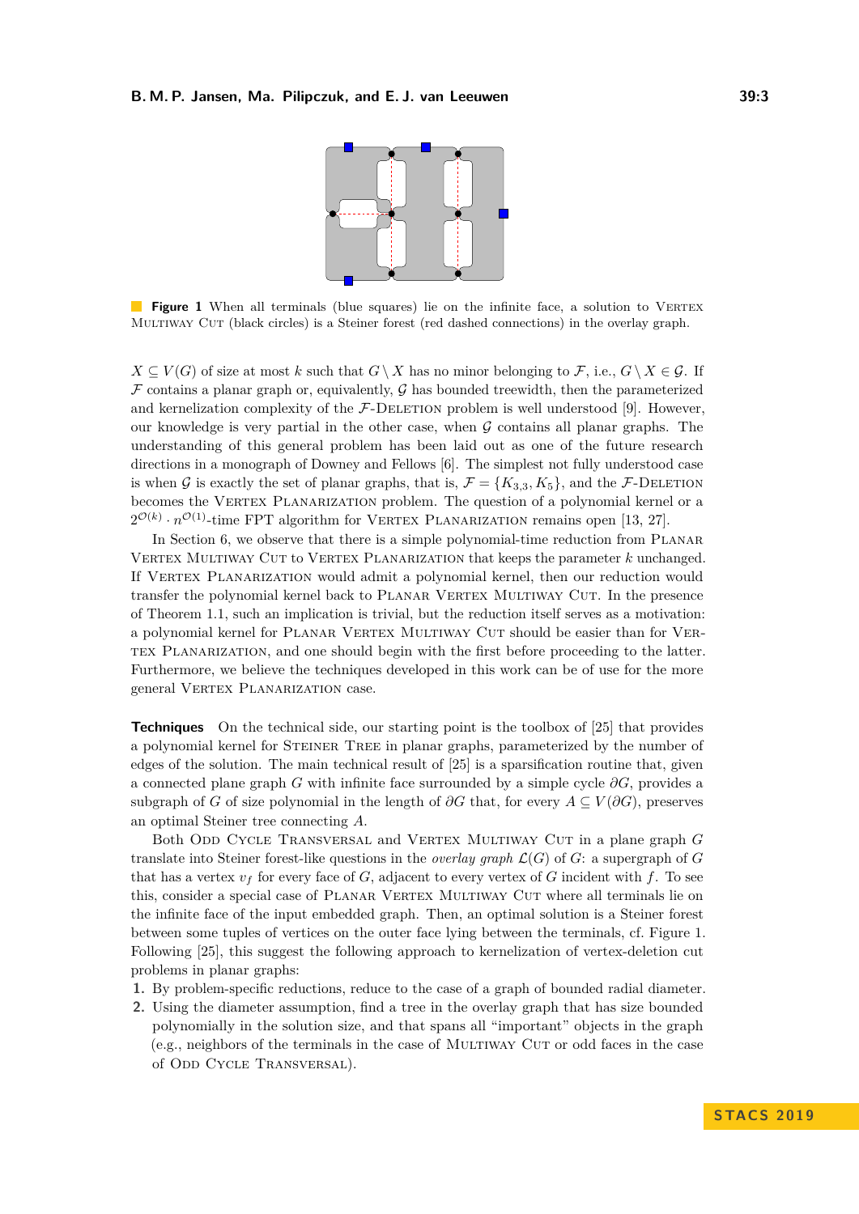**Figure 1** When all terminals (blue squares) lie on the infinite face, a solution to Vertex Multiway Cut (black circles) is a Steiner forest (red dashed connections) in the overlay graph.

$X \subseteq V(G)$ of size at most $k$ such that $G \setminus X$ has no minor belonging to $\mathcal{F}$, i.e., $G \setminus X \in \mathcal{G}$. If $\mathcal{F}$ contains a planar graph or, equivalently, $\mathcal{G}$ has bounded treewidth, then the parameterized and kernelization complexity of the $\mathcal{F}$-Deletion problem is well understood [9]. However, our knowledge is very partial in the other case, when $\mathcal{G}$ contains all planar graphs. The understanding of this general problem has been laid out as one of the future research directions in a monograph of Downey and Fellows [6]. The simplest not fully understood case is when $\mathcal{G}$ is exactly the set of planar graphs, that is, $\mathcal{F} = \{K_{3,3}, K_5\}$, and the $\mathcal{F}$-Deletion becomes the Vertex Planarization problem. The question of a polynomial kernel or a $2^{\mathcal{O}(k)} \cdot n^{\mathcal{O}(1)}$-time FPT algorithm for Vertex Planarization remains open [13, 27].

In Section 6, we observe that there is a simple polynomial-time reduction from Planar Vertex Multiway Cut to Vertex Planarization that keeps the parameter $k$ unchanged. If Vertex Planarization would admit a polynomial kernel, then our reduction would transfer the polynomial kernel back to Planar Vertex Multiway Cut. In the presence of Theorem 1.1, such an implication is trivial, but the reduction itself serves as a motivation: a polynomial kernel for Planar Vertex Multiway Cut should be easier than for Vertex Planarization, and one should begin with the first before proceeding to the latter. Furthermore, we believe the techniques developed in this work can be of use for the more general Vertex Planarization case.

**Techniques** On the technical side, our starting point is the toolbox of [25] that provides a polynomial kernel for Steiner Tree in planar graphs, parameterized by the number of edges of the solution. The main technical result of [25] is a sparsification routine that, given a connected plane graph $G$ with infinite face surrounded by a simple cycle $\partial G$, provides a subgraph of $G$ of size polynomial in the length of $\partial G$ that, for every $A \subseteq V(\partial G)$, preserves an optimal Steiner tree connecting $A$.

Both Odd Cycle Transversal and Vertex Multiway Cut in a plane graph $G$ translate into Steiner forest-like questions in the *overlay graph* $\mathcal{L}(G)$ of $G$: a supergraph of $G$ that has a vertex $v_f$ for every face of $G$, adjacent to every vertex of $G$ incident with $f$. To see this, consider a special case of Planar Vertex Multiway Cut where all terminals lie on the infinite face of the input embedded graph. Then, an optimal solution is a Steiner forest between some tuples of vertices on the outer face lying between the terminals, cf. Figure 1. Following [25], this suggest the following approach to kernelization of vertex-deletion cut problems in planar graphs:

1. By problem-specific reductions, reduce to the case of a graph of bounded radial diameter.
2. Using the diameter assumption, find a tree in the overlay graph that has size bounded polynomially in the solution size, and that spans all "important" objects in the graph (e.g., neighbors of the terminals in the case of Multiway Cut or odd faces in the case of Odd Cycle Transversal).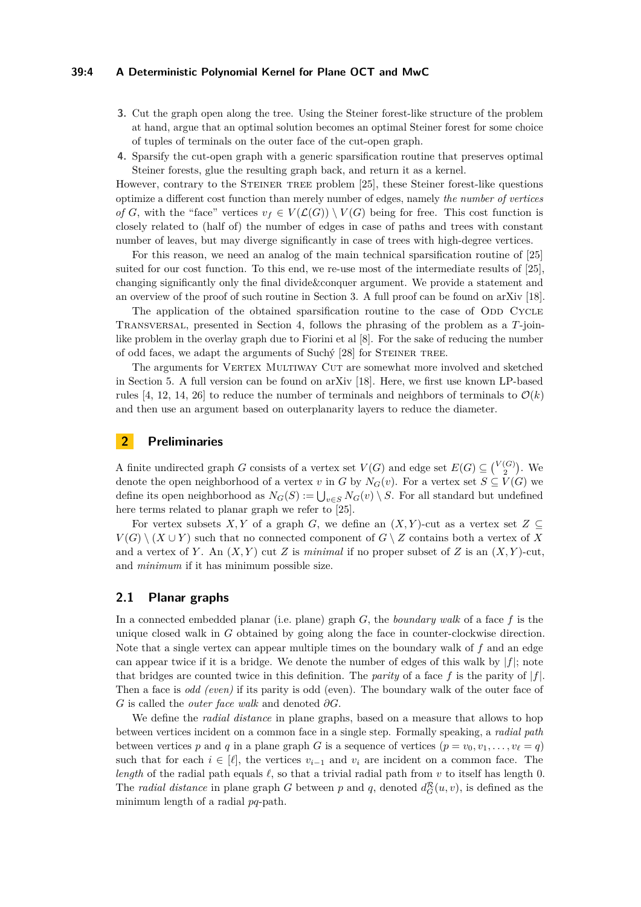3. Cut the graph open along the tree. Using the Steiner forest-like structure of the problem at hand, argue that an optimal solution becomes an optimal Steiner forest for some choice of tuples of terminals on the outer face of the cut-open graph.
4. Sparsify the cut-open graph with a generic sparsification routine that preserves optimal Steiner forests, glue the resulting graph back, and return it as a kernel.

However, contrary to the Steiner tree problem [25], these Steiner forest-like questions optimize a different cost function than merely number of edges, namely *the number of vertices of* $G$, with the "face" vertices $v_f \in V(\mathcal{L}(G)) \setminus V(G)$ being for free. This cost function is closely related to (half of) the number of edges in case of paths and trees with constant number of leaves, but may diverge significantly in case of trees with high-degree vertices.

For this reason, we need an analog of the main technical sparsification routine of [25] suited for our cost function. To this end, we re-use most of the intermediate results of [25], changing significantly only the final divide&conquer argument. We provide a statement and an overview of the proof of such routine in Section 3. A full proof can be found on arXiv [18].

The application of the obtained sparsification routine to the case of Odd Cycle Transversal, presented in Section 4, follows the phrasing of the problem as a $T$-join-like problem in the overlay graph due to Fiorini et al [8]. For the sake of reducing the number of odd faces, we adapt the arguments of Suchý [28] for Steiner tree.

The arguments for Vertex Multiway Cut are somewhat more involved and sketched in Section 5. A full version can be found on arXiv [18]. Here, we first use known LP-based rules [4, 12, 14, 26] to reduce the number of terminals and neighbors of terminals to $\mathcal{O}(k)$ and then use an argument based on outerplanarity layers to reduce the diameter.

## 2 Preliminaries

A finite undirected graph $G$ consists of a vertex set $V(G)$ and edge set $E(G) \subseteq \binom{V(G)}{2}$. We denote the open neighborhood of a vertex $v$ in $G$ by $N_G(v)$. For a vertex set $S \subseteq V(G)$ we define its open neighborhood as $N_G(S) := \bigcup_{v \in S} N_G(v) \setminus S$. For all standard but undefined here terms related to planar graph we refer to [25].

For vertex subsets $X, Y$ of a graph $G$, we define an $(X,Y)$-cut as a vertex set $Z \subseteq V(G) \setminus (X \cup Y)$ such that no connected component of $G \setminus Z$ contains both a vertex of $X$ and a vertex of $Y$. An $(X,Y)$ cut $Z$ is *minimal* if no proper subset of $Z$ is an $(X,Y)$-cut, and *minimum* if it has minimum possible size.

### 2.1 Planar graphs

In a connected embedded planar (i.e. plane) graph $G$, the *boundary walk* of a face $f$ is the unique closed walk in $G$ obtained by going along the face in counter-clockwise direction. Note that a single vertex can appear multiple times on the boundary walk of $f$ and an edge can appear twice if it is a bridge. We denote the number of edges of this walk by $|f|$; note that bridges are counted twice in this definition. The *parity* of a face $f$ is the parity of $|f|$. Then a face is *odd (even)* if its parity is odd (even). The boundary walk of the outer face of $G$ is called the *outer face walk* and denoted $\partial G$.

We define the *radial distance* in plane graphs, based on a measure that allows to hop between vertices incident on a common face in a single step. Formally speaking, a *radial path* between vertices $p$ and $q$ in a plane graph $G$ is a sequence of vertices $(p = v_0, v_1, \ldots, v_\ell = q)$ such that for each $i \in [\ell]$, the vertices $v_{i-1}$ and $v_i$ are incident on a common face. The *length* of the radial path equals $\ell$, so that a trivial radial path from $v$ to itself has length 0. The *radial distance* in plane graph $G$ between $p$ and $q$, denoted $d^{\mathcal{R}}_G(u,v)$, is defined as the minimum length of a radial $pq$-path.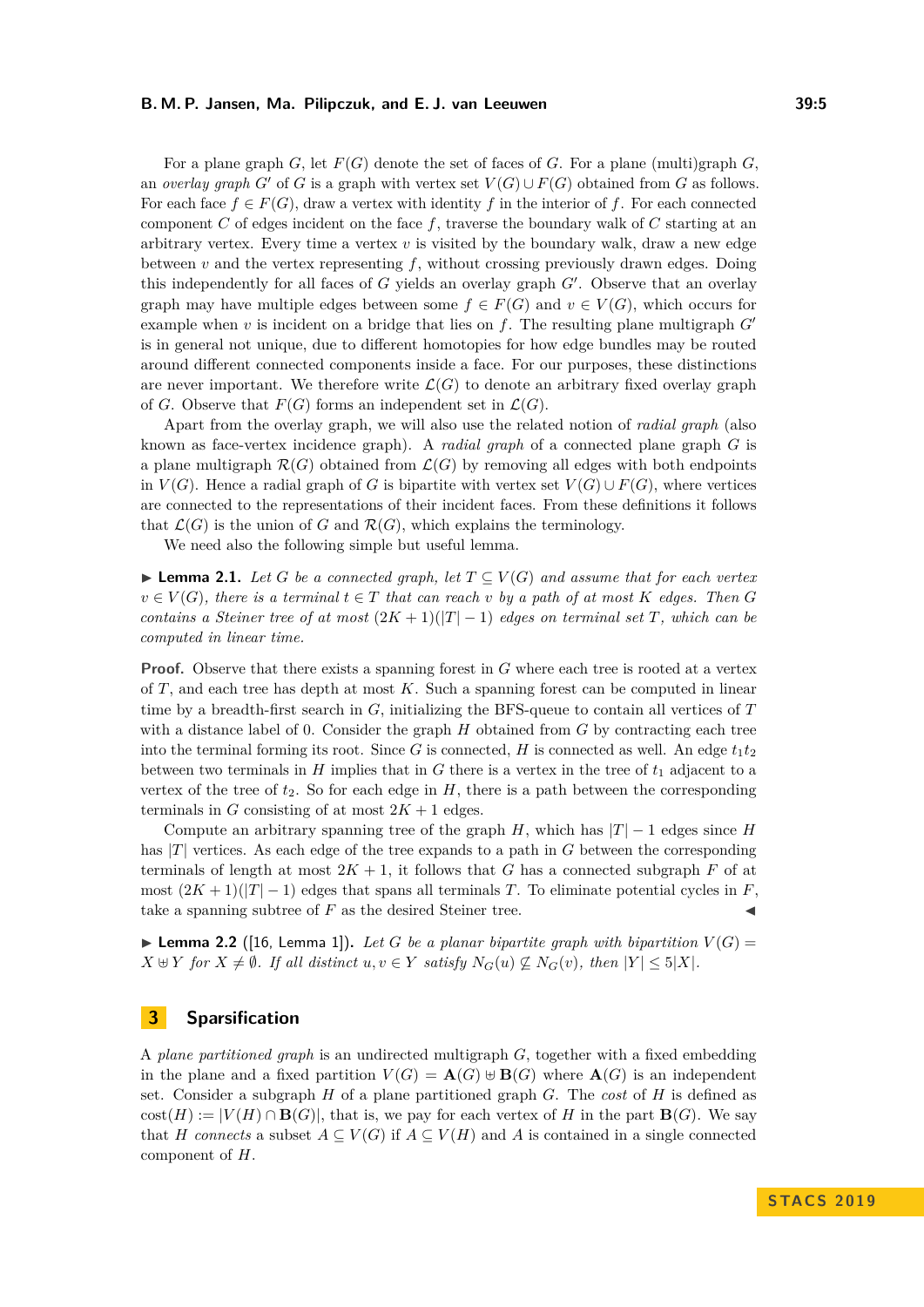For a plane graph $G$, let $F(G)$ denote the set of faces of $G$. For a plane (multi)graph $G$, an *overlay graph* $G'$ of $G$ is a graph with vertex set $V(G) \cup F(G)$ obtained from $G$ as follows. For each face $f \in F(G)$, draw a vertex with identity $f$ in the interior of $f$. For each connected component $C$ of edges incident on the face $f$, traverse the boundary walk of $C$ starting at an arbitrary vertex. Every time a vertex $v$ is visited by the boundary walk, draw a new edge between $v$ and the vertex representing $f$, without crossing previously drawn edges. Doing this independently for all faces of $G$ yields an overlay graph $G'$. Observe that an overlay graph may have multiple edges between some $f \in F(G)$ and $v \in V(G)$, which occurs for example when $v$ is incident on a bridge that lies on $f$. The resulting plane multigraph $G'$ is in general not unique, due to different homotopies for how edge bundles may be routed around different connected components inside a face. For our purposes, these distinctions are never important. We therefore write $\mathcal{L}(G)$ to denote an arbitrary fixed overlay graph of $G$. Observe that $F(G)$ forms an independent set in $\mathcal{L}(G)$.

Apart from the overlay graph, we will also use the related notion of *radial graph* (also known as face-vertex incidence graph). A *radial graph* of a connected plane graph $G$ is a plane multigraph $\mathcal{R}(G)$ obtained from $\mathcal{L}(G)$ by removing all edges with both endpoints in $V(G)$. Hence a radial graph of $G$ is bipartite with vertex set $V(G) \cup F(G)$, where vertices are connected to the representations of their incident faces. From these definitions it follows that $\mathcal{L}(G)$ is the union of $G$ and $\mathcal{R}(G)$, which explains the terminology.

We need also the following simple but useful lemma.

▶ **Lemma 2.1.** *Let $G$ be a connected graph, let $T \subseteq V(G)$ and assume that for each vertex $v \in V(G)$, there is a terminal $t \in T$ that can reach $v$ by a path of at most $K$ edges. Then $G$ contains a Steiner tree of at most $(2K+1)(|T|-1)$ edges on terminal set $T$, which can be computed in linear time.*

**Proof.** Observe that there exists a spanning forest in $G$ where each tree is rooted at a vertex of $T$, and each tree has depth at most $K$. Such a spanning forest can be computed in linear time by a breadth-first search in $G$, initializing the BFS-queue to contain all vertices of $T$ with a distance label of 0. Consider the graph $H$ obtained from $G$ by contracting each tree into the terminal forming its root. Since $G$ is connected, $H$ is connected as well. An edge $t_1t_2$ between two terminals in $H$ implies that in $G$ there is a vertex in the tree of $t_1$ adjacent to a vertex of the tree of $t_2$. So for each edge in $H$, there is a path between the corresponding terminals in $G$ consisting of at most $2K+1$ edges.

Compute an arbitrary spanning tree of the graph $H$, which has $|T|-1$ edges since $H$ has $|T|$ vertices. As each edge of the tree expands to a path in $G$ between the corresponding terminals of length at most $2K+1$, it follows that $G$ has a connected subgraph $F$ of at most $(2K+1)(|T|-1)$ edges that spans all terminals $T$. To eliminate potential cycles in $F$, take a spanning subtree of $F$ as the desired Steiner tree. ◀

▶ **Lemma 2.2** ([16, Lemma 1]). *Let $G$ be a planar bipartite graph with bipartition $V(G) = X \uplus Y$ for $X \neq \emptyset$. If all distinct $u, v \in Y$ satisfy $N_G(u) \not\subseteq N_G(v)$, then $|Y| \leq 5|X|$.*

## 3 Sparsification

A *plane partitioned graph* is an undirected multigraph $G$, together with a fixed embedding in the plane and a fixed partition $V(G) = \mathbf{A}(G) \uplus \mathbf{B}(G)$ where $\mathbf{A}(G)$ is an independent set. Consider a subgraph $H$ of a plane partitioned graph $G$. The *cost* of $H$ is defined as $\text{cost}(H) := |V(H) \cap \mathbf{B}(G)|$, that is, we pay for each vertex of $H$ in the part $\mathbf{B}(G)$. We say that $H$ *connects* a subset $A \subseteq V(G)$ if $A \subseteq V(H)$ and $A$ is contained in a single connected component of $H$.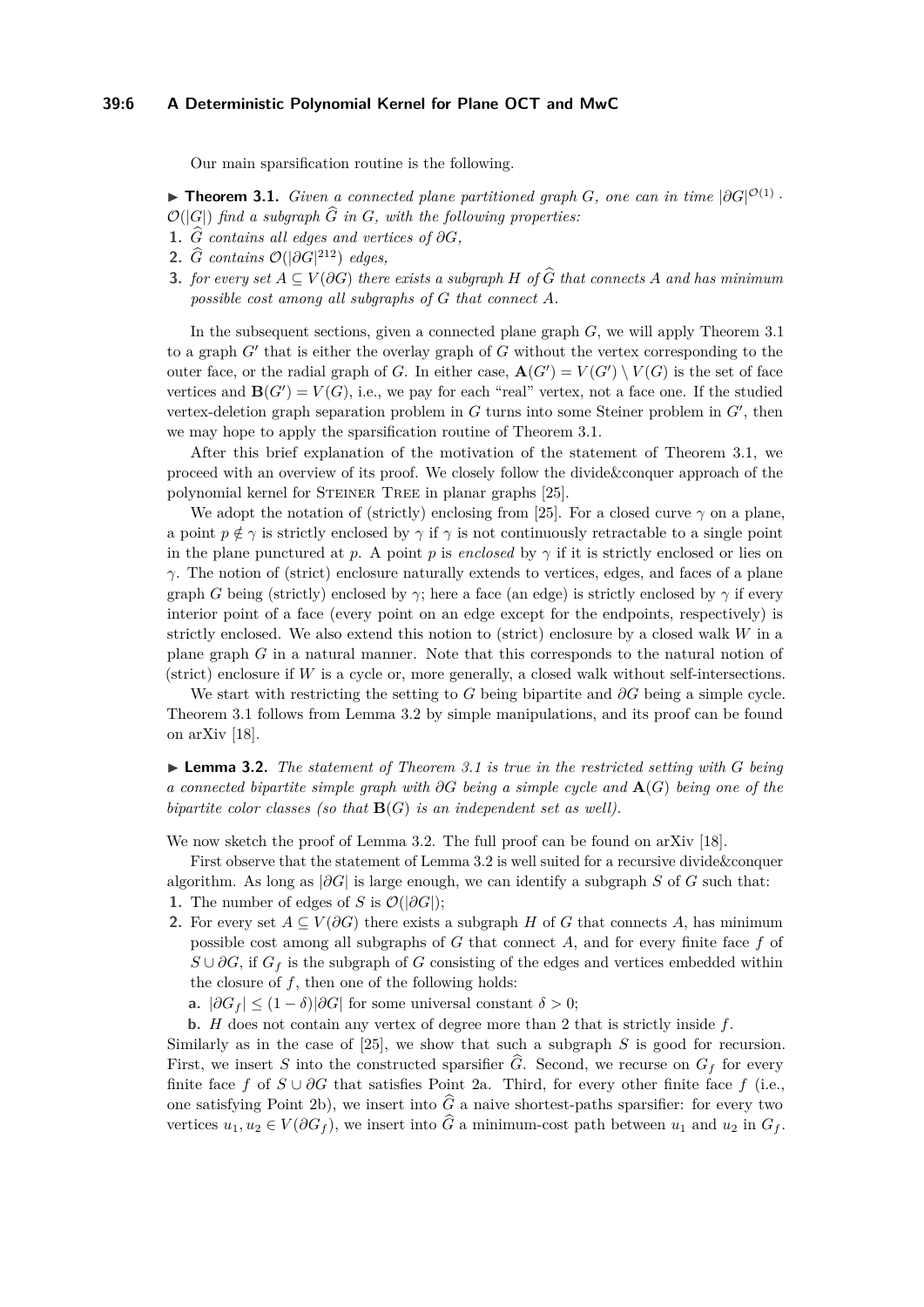Our main sparsification routine is the following.

**Theorem 3.1.** *Given a connected plane partitioned graph $G$, one can in time $|\partial G|^{\mathcal{O}(1)} \cdot \mathcal{O}(|G|)$ find a subgraph $\widehat{G}$ in $G$, with the following properties:*

1. *$\widehat{G}$ contains all edges and vertices of $\partial G$,*
2. *$\widehat{G}$ contains $\mathcal{O}(|\partial G|^{212})$ edges,*
3. *for every set $A \subseteq V(\partial G)$ there exists a subgraph $H$ of $\widehat{G}$ that connects $A$ and has minimum possible cost among all subgraphs of $G$ that connect $A$.*

In the subsequent sections, given a connected plane graph $G$, we will apply Theorem 3.1 to a graph $G'$ that is either the overlay graph of $G$ without the vertex corresponding to the outer face, or the radial graph of $G$. In either case, $\mathbf{A}(G') = V(G') \setminus V(G)$ is the set of face vertices and $\mathbf{B}(G') = V(G)$, i.e., we pay for each "real" vertex, not a face one. If the studied vertex-deletion graph separation problem in $G$ turns into some Steiner problem in $G'$, then we may hope to apply the sparsification routine of Theorem 3.1.

After this brief explanation of the motivation of the statement of Theorem 3.1, we proceed with an overview of its proof. We closely follow the divide&conquer approach of the polynomial kernel for Steiner Tree in planar graphs [25].

We adopt the notation of (strictly) enclosing from [25]. For a closed curve $\gamma$ on a plane, a point $p \notin \gamma$ is strictly enclosed by $\gamma$ if $\gamma$ is not continuously retractable to a single point in the plane punctured at $p$. A point $p$ is *enclosed* by $\gamma$ if it is strictly enclosed or lies on $\gamma$. The notion of (strict) enclosure naturally extends to vertices, edges, and faces of a plane graph $G$ being (strictly) enclosed by $\gamma$; here a face (an edge) is strictly enclosed by $\gamma$ if every interior point of a face (every point on an edge except for the endpoints, respectively) is strictly enclosed. We also extend this notion to (strict) enclosure by a closed walk $W$ in a plane graph $G$ in a natural manner. Note that this corresponds to the natural notion of (strict) enclosure if $W$ is a cycle or, more generally, a closed walk without self-intersections.

We start with restricting the setting to $G$ being bipartite and $\partial G$ being a simple cycle. Theorem 3.1 follows from Lemma 3.2 by simple manipulations, and its proof can be found on arXiv [18].

**Lemma 3.2.** *The statement of Theorem 3.1 is true in the restricted setting with $G$ being a connected bipartite simple graph with $\partial G$ being a simple cycle and $\mathbf{A}(G)$ being one of the bipartite color classes (so that $\mathbf{B}(G)$ is an independent set as well).*

We now sketch the proof of Lemma 3.2. The full proof can be found on arXiv [18].

First observe that the statement of Lemma 3.2 is well suited for a recursive divide&conquer algorithm. As long as $|\partial G|$ is large enough, we can identify a subgraph $S$ of $G$ such that:

1. The number of edges of $S$ is $\mathcal{O}(|\partial G|)$;
2. For every set $A \subseteq V(\partial G)$ there exists a subgraph $H$ of $G$ that connects $A$, has minimum possible cost among all subgraphs of $G$ that connect $A$, and for every finite face $f$ of $S \cup \partial G$, if $G_f$ is the subgraph of $G$ consisting of the edges and vertices embedded within the closure of $f$, then one of the following holds:
   a. $|\partial G_f| \leq (1-\delta)|\partial G|$ for some universal constant $\delta > 0$;
   b. $H$ does not contain any vertex of degree more than 2 that is strictly inside $f$.

Similarly as in the case of [25], we show that such a subgraph $S$ is good for recursion. First, we insert $S$ into the constructed sparsifier $\widehat{G}$. Second, we recurse on $G_f$ for every finite face $f$ of $S \cup \partial G$ that satisfies Point 2a. Third, for every other finite face $f$ (i.e., one satisfying Point 2b), we insert into $\widehat{G}$ a naive shortest-paths sparsifier: for every two vertices $u_1, u_2 \in V(\partial G_f)$, we insert into $\widehat{G}$ a minimum-cost path between $u_1$ and $u_2$ in $G_f$.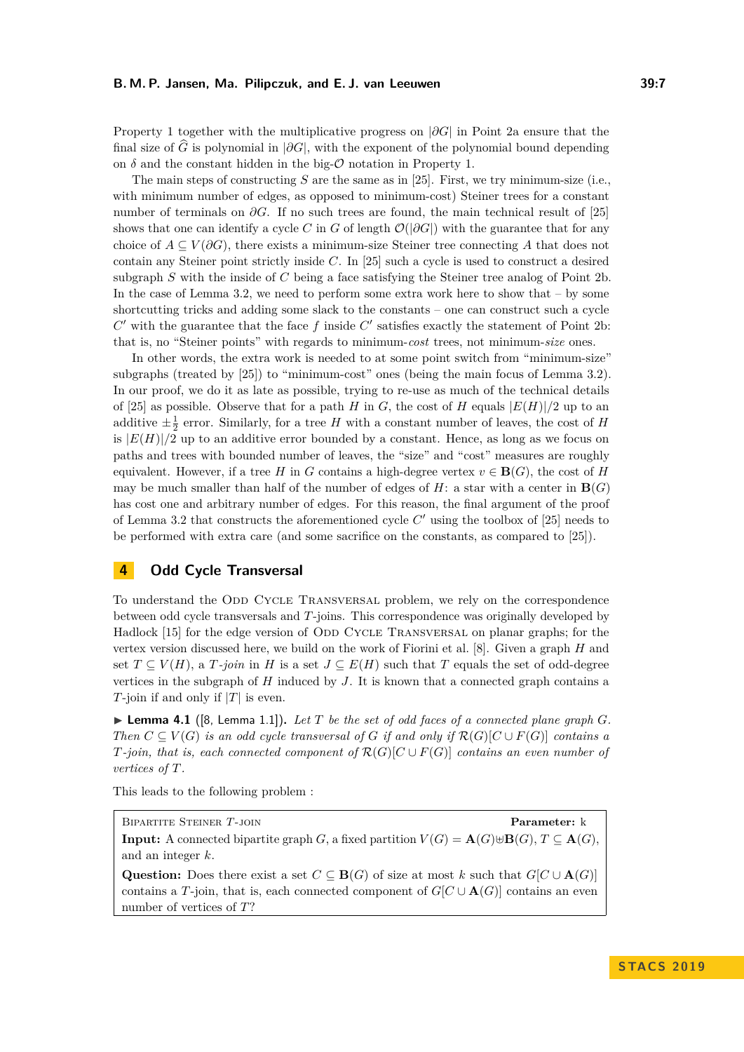Property 1 together with the multiplicative progress on $|\partial G|$ in Point 2a ensure that the final size of $\widehat{G}$ is polynomial in $|\partial G|$, with the exponent of the polynomial bound depending on $\delta$ and the constant hidden in the big-$\mathcal{O}$ notation in Property 1.

The main steps of constructing $S$ are the same as in [25]. First, we try minimum-size (i.e., with minimum number of edges, as opposed to minimum-cost) Steiner trees for a constant number of terminals on $\partial G$. If no such trees are found, the main technical result of [25] shows that one can identify a cycle $C$ in $G$ of length $\mathcal{O}(|\partial G|)$ with the guarantee that for any choice of $A \subseteq V(\partial G)$, there exists a minimum-size Steiner tree connecting $A$ that does not contain any Steiner point strictly inside $C$. In [25] such a cycle is used to construct a desired subgraph $S$ with the inside of $C$ being a face satisfying the Steiner tree analog of Point 2b. In the case of Lemma 3.2, we need to perform some extra work here to show that – by some shortcutting tricks and adding some slack to the constants – one can construct such a cycle $C'$ with the guarantee that the face $f$ inside $C'$ satisfies exactly the statement of Point 2b: that is, no "Steiner points" with regards to minimum-*cost* trees, not minimum-*size* ones.

In other words, the extra work is needed to at some point switch from "minimum-size" subgraphs (treated by [25]) to "minimum-cost" ones (being the main focus of Lemma 3.2). In our proof, we do it as late as possible, trying to re-use as much of the technical details of [25] as possible. Observe that for a path $H$ in $G$, the cost of $H$ equals $|E(H)|/2$ up to an additive $\pm\frac{1}{2}$ error. Similarly, for a tree $H$ with a constant number of leaves, the cost of $H$ is $|E(H)|/2$ up to an additive error bounded by a constant. Hence, as long as we focus on paths and trees with bounded number of leaves, the "size" and "cost" measures are roughly equivalent. However, if a tree $H$ in $G$ contains a high-degree vertex $v \in \mathbf{B}(G)$, the cost of $H$ may be much smaller than half of the number of edges of $H$: a star with a center in $\mathbf{B}(G)$ has cost one and arbitrary number of edges. For this reason, the final argument of the proof of Lemma 3.2 that constructs the aforementioned cycle $C'$ using the toolbox of [25] needs to be performed with extra care (and some sacrifice on the constants, as compared to [25]).

## 4 Odd Cycle Transversal

To understand the Odd Cycle Transversal problem, we rely on the correspondence between odd cycle transversals and $T$-joins. This correspondence was originally developed by Hadlock [15] for the edge version of Odd Cycle Transversal on planar graphs; for the vertex version discussed here, we build on the work of Fiorini et al. [8]. Given a graph $H$ and set $T \subseteq V(H)$, a *$T$-join* in $H$ is a set $J \subseteq E(H)$ such that $T$ equals the set of odd-degree vertices in the subgraph of $H$ induced by $J$. It is known that a connected graph contains a $T$-join if and only if $|T|$ is even.

▶ **Lemma 4.1** ([8, Lemma 1.1]). *Let $T$ be the set of odd faces of a connected plane graph $G$. Then $C \subseteq V(G)$ is an odd cycle transversal of $G$ if and only if $\mathcal{R}(G)[C \cup F(G)]$ contains a $T$-join, that is, each connected component of $\mathcal{R}(G)[C \cup F(G)]$ contains an even number of vertices of $T$.*

This leads to the following problem :

> Bipartite Steiner $T$-join **Parameter:** k
>
> **Input:** A connected bipartite graph $G$, a fixed partition $V(G) = \mathbf{A}(G) \uplus \mathbf{B}(G)$, $T \subseteq \mathbf{A}(G)$, and an integer $k$.
>
> **Question:** Does there exist a set $C \subseteq \mathbf{B}(G)$ of size at most $k$ such that $G[C \cup \mathbf{A}(G)]$ contains a $T$-join, that is, each connected component of $G[C \cup \mathbf{A}(G)]$ contains an even number of vertices of $T$?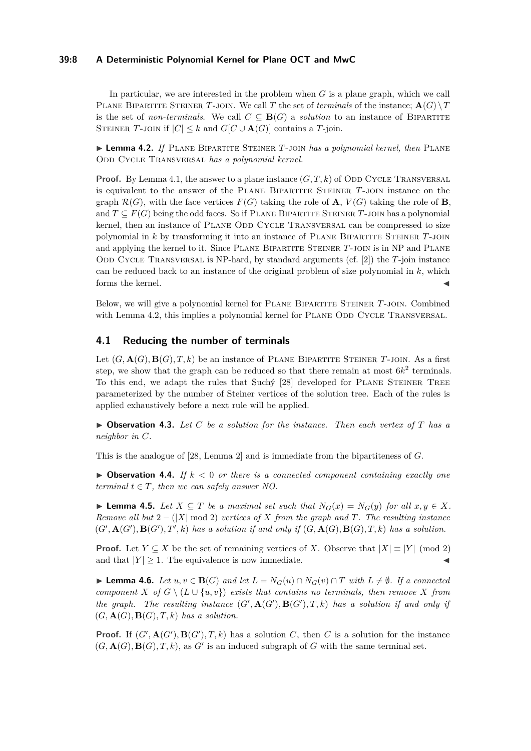In particular, we are interested in the problem when $G$ is a plane graph, which we call Plane Bipartite Steiner $T$-join. We call $T$ the set of *terminals* of the instance; $\mathbf{A}(G) \setminus T$ is the set of *non-terminals*. We call $C \subseteq \mathbf{B}(G)$ a *solution* to an instance of Bipartite Steiner $T$-join if $|C| \leq k$ and $G[C \cup \mathbf{A}(G)]$ contains a $T$-join.

▶ **Lemma 4.2.** *If* Plane Bipartite Steiner $T$-join *has a polynomial kernel, then* Plane Odd Cycle Transversal *has a polynomial kernel.*

**Proof.** By Lemma 4.1, the answer to a plane instance $(G, T, k)$ of Odd Cycle Transversal is equivalent to the answer of the Plane Bipartite Steiner $T$-join instance on the graph $\mathcal{R}(G)$, with the face vertices $F(G)$ taking the role of $\mathbf{A}$, $V(G)$ taking the role of $\mathbf{B}$, and $T \subseteq F(G)$ being the odd faces. So if Plane Bipartite Steiner $T$-join has a polynomial kernel, then an instance of Plane Odd Cycle Transversal can be compressed to size polynomial in $k$ by transforming it into an instance of Plane Bipartite Steiner $T$-join and applying the kernel to it. Since Plane Bipartite Steiner $T$-join is in NP and Plane Odd Cycle Transversal is NP-hard, by standard arguments (cf. [2]) the $T$-join instance can be reduced back to an instance of the original problem of size polynomial in $k$, which forms the kernel. ◀

Below, we will give a polynomial kernel for Plane Bipartite Steiner $T$-join. Combined with Lemma 4.2, this implies a polynomial kernel for Plane Odd Cycle Transversal.

## 4.1 Reducing the number of terminals

Let $(G, \mathbf{A}(G), \mathbf{B}(G), T, k)$ be an instance of Plane Bipartite Steiner $T$-join. As a first step, we show that the graph can be reduced so that there remain at most $6k^2$ terminals. To this end, we adapt the rules that Suchý [28] developed for Plane Steiner Tree parameterized by the number of Steiner vertices of the solution tree. Each of the rules is applied exhaustively before a next rule will be applied.

▶ **Observation 4.3.** *Let $C$ be a solution for the instance. Then each vertex of $T$ has a neighbor in $C$.*

This is the analogue of [28, Lemma 2] and is immediate from the bipartiteness of $G$.

▶ **Observation 4.4.** *If $k < 0$ or there is a connected component containing exactly one terminal $t \in T$, then we can safely answer NO.*

▶ **Lemma 4.5.** *Let $X \subseteq T$ be a maximal set such that $N_G(x) = N_G(y)$ for all $x, y \in X$. Remove all but $2 - (|X| \bmod 2)$ vertices of $X$ from the graph and $T$. The resulting instance $(G', \mathbf{A}(G'), \mathbf{B}(G'), T', k)$ has a solution if and only if $(G, \mathbf{A}(G), \mathbf{B}(G), T, k)$ has a solution.*

**Proof.** Let $Y \subseteq X$ be the set of remaining vertices of $X$. Observe that $|X| \equiv |Y| \pmod 2$ and that $|Y| \geq 1$. The equivalence is now immediate. ◀

▶ **Lemma 4.6.** *Let $u, v \in \mathbf{B}(G)$ and let $L = N_G(u) \cap N_G(v) \cap T$ with $L \neq \emptyset$. If a connected component $X$ of $G \setminus (L \cup \{u, v\})$ exists that contains no terminals, then remove $X$ from the graph. The resulting instance $(G', \mathbf{A}(G'), \mathbf{B}(G'), T, k)$ has a solution if and only if $(G, \mathbf{A}(G), \mathbf{B}(G), T, k)$ has a solution.*

**Proof.** If $(G', \mathbf{A}(G'), \mathbf{B}(G'), T, k)$ has a solution $C$, then $C$ is a solution for the instance $(G, \mathbf{A}(G), \mathbf{B}(G), T, k)$, as $G'$ is an induced subgraph of $G$ with the same terminal set.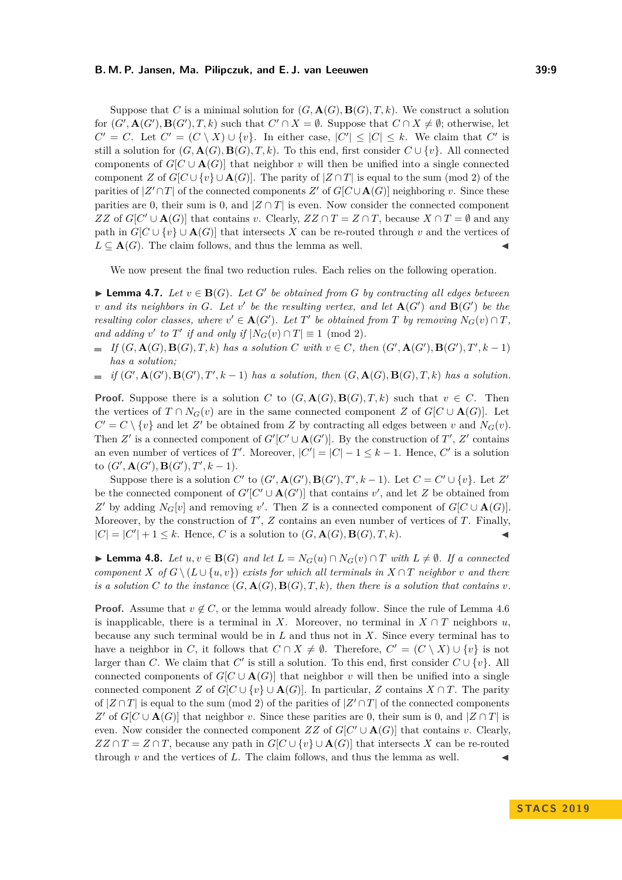Suppose that $C$ is a minimal solution for $(G, \mathbf{A}(G), \mathbf{B}(G), T, k)$. We construct a solution for $(G', \mathbf{A}(G'), \mathbf{B}(G'), T, k)$ such that $C' \cap X = \emptyset$. Suppose that $C \cap X \neq \emptyset$; otherwise, let $C' = C$. Let $C' = (C \setminus X) \cup \{v\}$. In either case, $|C'| \leq |C| \leq k$. We claim that $C'$ is still a solution for $(G, \mathbf{A}(G), \mathbf{B}(G), T, k)$. To this end, first consider $C \cup \{v\}$. All connected components of $G[C \cup \mathbf{A}(G)]$ that neighbor $v$ will then be unified into a single connected component $Z$ of $G[C \cup \{v\} \cup \mathbf{A}(G)]$. The parity of $|Z \cap T|$ is equal to the sum (mod 2) of the parities of $|Z' \cap T|$ of the connected components $Z'$ of $G[C \cup \mathbf{A}(G)]$ neighboring $v$. Since these parities are 0, their sum is 0, and $|Z \cap T|$ is even. Now consider the connected component $ZZ$ of $G[C' \cup \mathbf{A}(G)]$ that contains $v$. Clearly, $ZZ \cap T = Z \cap T$, because $X \cap T = \emptyset$ and any path in $G[C \cup \{v\} \cup \mathbf{A}(G)]$ that intersects $X$ can be re-routed through $v$ and the vertices of $L \subseteq \mathbf{A}(G)$. The claim follows, and thus the lemma as well. ◀

We now present the final two reduction rules. Each relies on the following operation.

▶ **Lemma 4.7.** *Let $v \in \mathbf{B}(G)$. Let $G'$ be obtained from $G$ by contracting all edges between $v$ and its neighbors in $G$. Let $v'$ be the resulting vertex, and let $\mathbf{A}(G')$ and $\mathbf{B}(G')$ be the resulting color classes, where $v' \in \mathbf{A}(G')$. Let $T'$ be obtained from $T$ by removing $N_G(v) \cap T$, and adding $v'$ to $T'$ if and only if $|N_G(v) \cap T| \equiv 1 \pmod 2$.*

- *If $(G, \mathbf{A}(G), \mathbf{B}(G), T, k)$ has a solution $C$ with $v \in C$, then $(G', \mathbf{A}(G'), \mathbf{B}(G'), T', k-1)$ has a solution;*
- *if $(G', \mathbf{A}(G'), \mathbf{B}(G'), T', k-1)$ has a solution, then $(G, \mathbf{A}(G), \mathbf{B}(G), T, k)$ has a solution.*

**Proof.** Suppose there is a solution $C$ to $(G, \mathbf{A}(G), \mathbf{B}(G), T, k)$ such that $v \in C$. Then the vertices of $T \cap N_G(v)$ are in the same connected component $Z$ of $G[C \cup \mathbf{A}(G)]$. Let $C' = C \setminus \{v\}$ and let $Z'$ be obtained from $Z$ by contracting all edges between $v$ and $N_G(v)$. Then $Z'$ is a connected component of $G'[C' \cup \mathbf{A}(G')]$. By the construction of $T'$, $Z'$ contains an even number of vertices of $T'$. Moreover, $|C'| = |C| - 1 \leq k - 1$. Hence, $C'$ is a solution to $(G', \mathbf{A}(G'), \mathbf{B}(G'), T', k-1)$.

Suppose there is a solution $C'$ to $(G', \mathbf{A}(G'), \mathbf{B}(G'), T', k-1)$. Let $C = C' \cup \{v\}$. Let $Z'$ be the connected component of $G'[C' \cup \mathbf{A}(G')]$ that contains $v'$, and let $Z$ be obtained from $Z'$ by adding $N_G[v]$ and removing $v'$. Then $Z$ is a connected component of $G[C \cup \mathbf{A}(G)]$. Moreover, by the construction of $T'$, $Z$ contains an even number of vertices of $T$. Finally, $|C| = |C'| + 1 \leq k$. Hence, $C$ is a solution to $(G, \mathbf{A}(G), \mathbf{B}(G), T, k)$. ◀

▶ **Lemma 4.8.** *Let $u, v \in \mathbf{B}(G)$ and let $L = N_G(u) \cap N_G(v) \cap T$ with $L \neq \emptyset$. If a connected component $X$ of $G \setminus (L \cup \{u, v\})$ exists for which all terminals in $X \cap T$ neighbor $v$ and there is a solution $C$ to the instance $(G, \mathbf{A}(G), \mathbf{B}(G), T, k)$, then there is a solution that contains $v$.*

**Proof.** Assume that $v \notin C$, or the lemma would already follow. Since the rule of Lemma 4.6 is inapplicable, there is a terminal in $X$. Moreover, no terminal in $X \cap T$ neighbors $u$, because any such terminal would be in $L$ and thus not in $X$. Since every terminal has to have a neighbor in $C$, it follows that $C \cap X \neq \emptyset$. Therefore, $C' = (C \setminus X) \cup \{v\}$ is not larger than $C$. We claim that $C'$ is still a solution. To this end, first consider $C \cup \{v\}$. All connected components of $G[C \cup \mathbf{A}(G)]$ that neighbor $v$ will then be unified into a single connected component $Z$ of $G[C \cup \{v\} \cup \mathbf{A}(G)]$. In particular, $Z$ contains $X \cap T$. The parity of $|Z \cap T|$ is equal to the sum (mod 2) of the parities of $|Z' \cap T|$ of the connected components $Z'$ of $G[C \cup \mathbf{A}(G)]$ that neighbor $v$. Since these parities are 0, their sum is 0, and $|Z \cap T|$ is even. Now consider the connected component $ZZ$ of $G[C' \cup \mathbf{A}(G)]$ that contains $v$. Clearly, $ZZ \cap T = Z \cap T$, because any path in $G[C \cup \{v\} \cup \mathbf{A}(G)]$ that intersects $X$ can be re-routed through $v$ and the vertices of $L$. The claim follows, and thus the lemma as well. ◀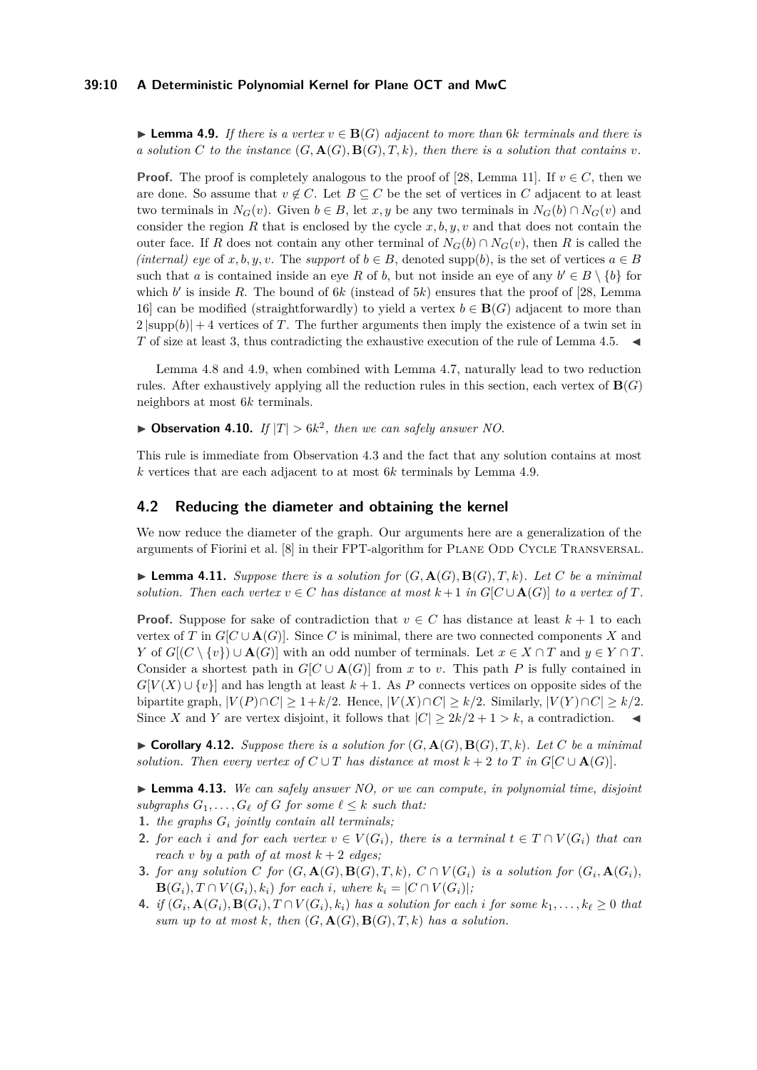▶ **Lemma 4.9.** *If there is a vertex $v \in \mathbf{B}(G)$ adjacent to more than $6k$ terminals and there is a solution $C$ to the instance $(G, \mathbf{A}(G), \mathbf{B}(G), T, k)$, then there is a solution that contains $v$.*

**Proof.** The proof is completely analogous to the proof of [28, Lemma 11]. If $v \in C$, then we are done. So assume that $v \notin C$. Let $B \subseteq C$ be the set of vertices in $C$ adjacent to at least two terminals in $N_G(v)$. Given $b \in B$, let $x, y$ be any two terminals in $N_G(b) \cap N_G(v)$ and consider the region $R$ that is enclosed by the cycle $x, b, y, v$ and that does not contain the outer face. If $R$ does not contain any other terminal of $N_G(b) \cap N_G(v)$, then $R$ is called the *(internal) eye* of $x, b, y, v$. The *support* of $b \in B$, denoted supp$(b)$, is the set of vertices $a \in B$ such that $a$ is contained inside an eye $R$ of $b$, but not inside an eye of any $b' \in B \setminus \{b\}$ for which $b'$ is inside $R$. The bound of $6k$ (instead of $5k$) ensures that the proof of [28, Lemma 16] can be modified (straightforwardly) to yield a vertex $b \in \mathbf{B}(G)$ adjacent to more than $2\,|\text{supp}(b)| + 4$ vertices of $T$. The further arguments then imply the existence of a twin set in $T$ of size at least 3, thus contradicting the exhaustive execution of the rule of Lemma 4.5. ◀

Lemma 4.8 and 4.9, when combined with Lemma 4.7, naturally lead to two reduction rules. After exhaustively applying all the reduction rules in this section, each vertex of $\mathbf{B}(G)$ neighbors at most $6k$ terminals.

▶ **Observation 4.10.** *If $|T| > 6k^2$, then we can safely answer NO.*

This rule is immediate from Observation 4.3 and the fact that any solution contains at most $k$ vertices that are each adjacent to at most $6k$ terminals by Lemma 4.9.

## 4.2 Reducing the diameter and obtaining the kernel

We now reduce the diameter of the graph. Our arguments here are a generalization of the arguments of Fiorini et al. [8] in their FPT-algorithm for Plane Odd Cycle Transversal.

▶ **Lemma 4.11.** *Suppose there is a solution for $(G, \mathbf{A}(G), \mathbf{B}(G), T, k)$. Let $C$ be a minimal solution. Then each vertex $v \in C$ has distance at most $k+1$ in $G[C \cup \mathbf{A}(G)]$ to a vertex of $T$.*

**Proof.** Suppose for sake of contradiction that $v \in C$ has distance at least $k+1$ to each vertex of $T$ in $G[C \cup \mathbf{A}(G)]$. Since $C$ is minimal, there are two connected components $X$ and $Y$ of $G[(C \setminus \{v\}) \cup \mathbf{A}(G)]$ with an odd number of terminals. Let $x \in X \cap T$ and $y \in Y \cap T$. Consider a shortest path in $G[C \cup \mathbf{A}(G)]$ from $x$ to $v$. This path $P$ is fully contained in $G[V(X) \cup \{v\}]$ and has length at least $k+1$. As $P$ connects vertices on opposite sides of the bipartite graph, $|V(P) \cap C| \geq 1 + k/2$. Hence, $|V(X) \cap C| \geq k/2$. Similarly, $|V(Y) \cap C| \geq k/2$. Since $X$ and $Y$ are vertex disjoint, it follows that $|C| \geq 2k/2 + 1 > k$, a contradiction. ◀

▶ **Corollary 4.12.** *Suppose there is a solution for $(G, \mathbf{A}(G), \mathbf{B}(G), T, k)$. Let $C$ be a minimal solution. Then every vertex of $C \cup T$ has distance at most $k+2$ to $T$ in $G[C \cup \mathbf{A}(G)]$.*

▶ **Lemma 4.13.** *We can safely answer NO, or we can compute, in polynomial time, disjoint subgraphs $G_1, \ldots, G_\ell$ of $G$ for some $\ell \leq k$ such that:*

1. *the graphs $G_i$ jointly contain all terminals;*
2. *for each $i$ and for each vertex $v \in V(G_i)$, there is a terminal $t \in T \cap V(G_i)$ that can reach $v$ by a path of at most $k+2$ edges;*
3. *for any solution $C$ for $(G, \mathbf{A}(G), \mathbf{B}(G), T, k)$, $C \cap V(G_i)$ is a solution for $(G_i, \mathbf{A}(G_i), \mathbf{B}(G_i), T \cap V(G_i), k_i)$ for each $i$, where $k_i = |C \cap V(G_i)|$;*
4. *if $(G_i, \mathbf{A}(G_i), \mathbf{B}(G_i), T \cap V(G_i), k_i)$ has a solution for each $i$ for some $k_1, \ldots, k_\ell \geq 0$ that sum up to at most $k$, then $(G, \mathbf{A}(G), \mathbf{B}(G), T, k)$ has a solution.*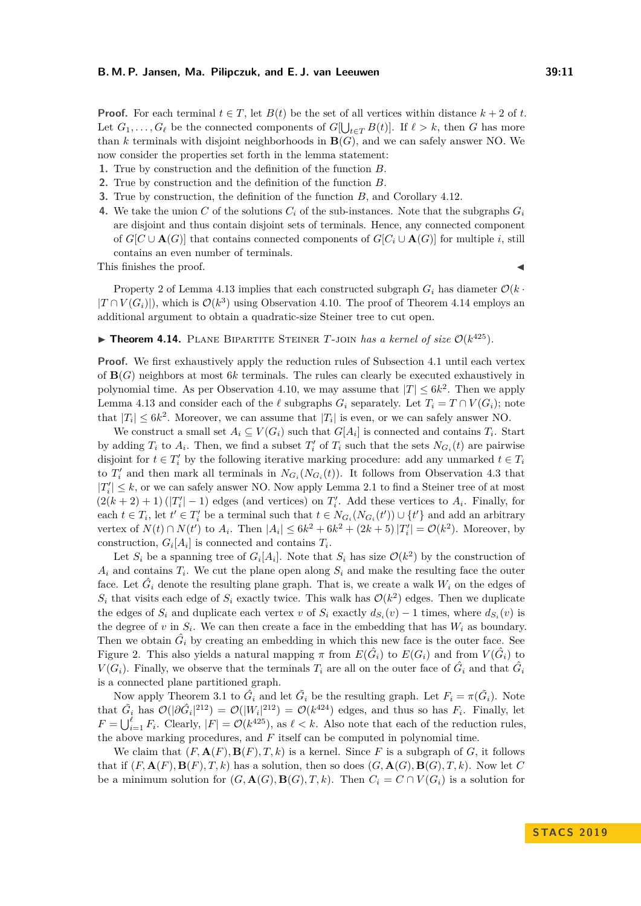**Proof.** For each terminal $t \in T$, let $B(t)$ be the set of all vertices within distance $k+2$ of $t$. Let $G_1, \ldots, G_\ell$ be the connected components of $G[\bigcup_{t \in T} B(t)]$. If $\ell > k$, then $G$ has more than $k$ terminals with disjoint neighborhoods in $\mathbf{B}(G)$, and we can safely answer NO. We now consider the properties set forth in the lemma statement:

1. True by construction and the definition of the function $B$.
2. True by construction and the definition of the function $B$.
3. True by construction, the definition of the function $B$, and Corollary 4.12.
4. We take the union $C$ of the solutions $C_i$ of the sub-instances. Note that the subgraphs $G_i$ are disjoint and thus contain disjoint sets of terminals. Hence, any connected component of $G[C \cup \mathbf{A}(G)]$ that contains connected components of $G[C_i \cup \mathbf{A}(G)]$ for multiple $i$, still contains an even number of terminals.

This finishes the proof. ◀

Property 2 of Lemma 4.13 implies that each constructed subgraph $G_i$ has diameter $\mathcal{O}(k \cdot |T \cap V(G_i)|)$, which is $\mathcal{O}(k^3)$ using Observation 4.10. The proof of Theorem 4.14 employs an additional argument to obtain a quadratic-size Steiner tree to cut open.

▶ **Theorem 4.14.** Plane Bipartite Steiner $T$-join *has a kernel of size* $\mathcal{O}(k^{425})$.

**Proof.** We first exhaustively apply the reduction rules of Subsection 4.1 until each vertex of $\mathbf{B}(G)$ neighbors at most $6k$ terminals. The rules can clearly be executed exhaustively in polynomial time. As per Observation 4.10, we may assume that $|T| \leq 6k^2$. Then we apply Lemma 4.13 and consider each of the $\ell$ subgraphs $G_i$ separately. Let $T_i = T \cap V(G_i)$; note that $|T_i| \leq 6k^2$. Moreover, we can assume that $|T_i|$ is even, or we can safely answer NO.

We construct a small set $A_i \subseteq V(G_i)$ such that $G[A_i]$ is connected and contains $T_i$. Start by adding $T_i$ to $A_i$. Then, we find a subset $T'_i$ of $T_i$ such that the sets $N_{G_i}(t)$ are pairwise disjoint for $t \in T'_i$ by the following iterative marking procedure: add any unmarked $t \in T_i$ to $T'_i$ and then mark all terminals in $N_{G_i}(N_{G_i}(t))$. It follows from Observation 4.3 that $|T'_i| \leq k$, or we can safely answer NO. Now apply Lemma 2.1 to find a Steiner tree of at most $(2(k+2)+1)(|T'_i|-1)$ edges (and vertices) on $T'_i$. Add these vertices to $A_i$. Finally, for each $t \in T_i$, let $t' \in T'_i$ be a terminal such that $t \in N_{G_i}(N_{G_i}(t')) \cup \{t'\}$ and add an arbitrary vertex of $N(t) \cap N(t')$ to $A_i$. Then $|A_i| \leq 6k^2 + 6k^2 + (2k+5)\,|T'_i| = \mathcal{O}(k^2)$. Moreover, by construction, $G_i[A_i]$ is connected and contains $T_i$.

Let $S_i$ be a spanning tree of $G_i[A_i]$. Note that $S_i$ has size $\mathcal{O}(k^2)$ by the construction of $A_i$ and contains $T_i$. We cut the plane open along $S_i$ and make the resulting face the outer face. Let $\hat{G}_i$ denote the resulting plane graph. That is, we create a walk $W_i$ on the edges of $S_i$ that visits each edge of $S_i$ exactly twice. This walk has $\mathcal{O}(k^2)$ edges. Then we duplicate the edges of $S_i$ and duplicate each vertex $v$ of $S_i$ exactly $d_{S_i}(v)-1$ times, where $d_{S_i}(v)$ is the degree of $v$ in $S_i$. We can then create a face in the embedding that has $W_i$ as boundary. Then we obtain $\hat{G}_i$ by creating an embedding in which this new face is the outer face. See Figure 2. This also yields a natural mapping $\pi$ from $E(\hat{G}_i)$ to $E(G_i)$ and from $V(\hat{G}_i)$ to $V(G_i)$. Finally, we observe that the terminals $T_i$ are all on the outer face of $\hat{G}_i$ and that $\hat{G}_i$ is a connected plane partitioned graph.

Now apply Theorem 3.1 to $\hat{G}_i$ and let $\tilde{G}_i$ be the resulting graph. Let $F_i = \pi(\tilde{G}_i)$. Note that $\tilde{G}_i$ has $\mathcal{O}(|\partial \hat{G}_i|^{212}) = \mathcal{O}(|W_i|^{212}) = \mathcal{O}(k^{424})$ edges, and thus so has $F_i$. Finally, let $F = \bigcup_{i=1}^{\ell} F_i$. Clearly, $|F| = \mathcal{O}(k^{425})$, as $\ell < k$. Also note that each of the reduction rules, the above marking procedures, and $F$ itself can be computed in polynomial time.

We claim that $(F, \mathbf{A}(F), \mathbf{B}(F), T, k)$ is a kernel. Since $F$ is a subgraph of $G$, it follows that if $(F, \mathbf{A}(F), \mathbf{B}(F), T, k)$ has a solution, then so does $(G, \mathbf{A}(G), \mathbf{B}(G), T, k)$. Now let $C$ be a minimum solution for $(G, \mathbf{A}(G), \mathbf{B}(G), T, k)$. Then $C_i = C \cap V(G_i)$ is a solution for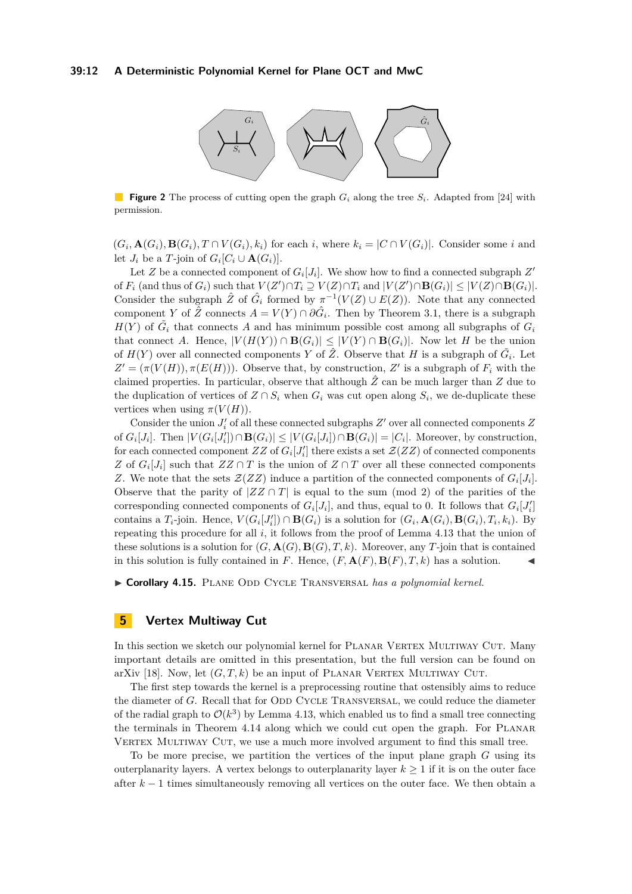**Figure 2** The process of cutting open the graph $G_i$ along the tree $S_i$. Adapted from [24] with permission.

$(G_i, \mathbf{A}(G_i), \mathbf{B}(G_i), T \cap V(G_i), k_i)$ for each $i$, where $k_i = |C \cap V(G_i)|$. Consider some $i$ and let $J_i$ be a $T$-join of $G_i[C_i \cup \mathbf{A}(G_i)]$.

Let $Z$ be a connected component of $G_i[J_i]$. We show how to find a connected subgraph $Z'$ of $F_i$ (and thus of $G_i$) such that $V(Z') \cap T_i \supseteq V(Z) \cap T_i$ and $|V(Z') \cap \mathbf{B}(G_i)| \leq |V(Z) \cap \mathbf{B}(G_i)|$. Consider the subgraph $\hat{Z}$ of $\hat{G}_i$ formed by $\pi^{-1}(V(Z) \cup E(Z))$. Note that any connected component $Y$ of $\hat{Z}$ connects $A = V(Y) \cap \partial\hat{G}_i$. Then by Theorem 3.1, there is a subgraph $H(Y)$ of $\tilde{G}_i$ that connects $A$ and has minimum possible cost among all subgraphs of $G_i$ that connect $A$. Hence, $|V(H(Y)) \cap \mathbf{B}(G_i)| \leq |V(Y) \cap \mathbf{B}(G_i)|$. Now let $H$ be the union of $H(Y)$ over all connected components $Y$ of $\hat{Z}$. Observe that $H$ is a subgraph of $\tilde{G}_i$. Let $Z' = (\pi(V(H)), \pi(E(H)))$. Observe that, by construction, $Z'$ is a subgraph of $F_i$ with the claimed properties. In particular, observe that although $\hat{Z}$ can be much larger than $Z$ due to the duplication of vertices of $Z \cap S_i$ when $G_i$ was cut open along $S_i$, we de-duplicate these vertices when using $\pi(V(H))$.

Consider the union $J'_i$ of all these connected subgraphs $Z'$ over all connected components $Z$ of $G_i[J_i]$. Then $|V(G_i[J'_i]) \cap \mathbf{B}(G_i)| \leq |V(G_i[J_i]) \cap \mathbf{B}(G_i)| = |C_i|$. Moreover, by construction, for each connected component $ZZ$ of $G_i[J'_i]$ there exists a set $\mathcal{Z}(ZZ)$ of connected components $Z$ of $G_i[J_i]$ such that $ZZ \cap T$ is the union of $Z \cap T$ over all these connected components $Z$. We note that the sets $\mathcal{Z}(ZZ)$ induce a partition of the connected components of $G_i[J_i]$. Observe that the parity of $|ZZ \cap T|$ is equal to the sum (mod 2) of the parities of the corresponding connected components of $G_i[J_i]$, and thus, equal to 0. It follows that $G_i[J'_i]$ contains a $T_i$-join. Hence, $V(G_i[J'_i]) \cap \mathbf{B}(G_i)$ is a solution for $(G_i, \mathbf{A}(G_i), \mathbf{B}(G_i), T_i, k_i)$. By repeating this procedure for all $i$, it follows from the proof of Lemma 4.13 that the union of these solutions is a solution for $(G, \mathbf{A}(G), \mathbf{B}(G), T, k)$. Moreover, any $T$-join that is contained in this solution is fully contained in $F$. Hence, $(F, \mathbf{A}(F), \mathbf{B}(F), T, k)$ has a solution. ◀

▶ **Corollary 4.15.** *Plane Odd Cycle Transversal has a polynomial kernel.*

## 5 Vertex Multiway Cut

In this section we sketch our polynomial kernel for Planar Vertex Multiway Cut. Many important details are omitted in this presentation, but the full version can be found on arXiv [18]. Now, let $(G, T, k)$ be an input of Planar Vertex Multiway Cut.

The first step towards the kernel is a preprocessing routine that ostensibly aims to reduce the diameter of $G$. Recall that for Odd Cycle Transversal, we could reduce the diameter of the radial graph to $\mathcal{O}(k^3)$ by Lemma 4.13, which enabled us to find a small tree connecting the terminals in Theorem 4.14 along which we could cut open the graph. For Planar Vertex Multiway Cut, we use a much more involved argument to find this small tree.

To be more precise, we partition the vertices of the input plane graph $G$ using its outerplanarity layers. A vertex belongs to outerplanarity layer $k \geq 1$ if it is on the outer face after $k - 1$ times simultaneously removing all vertices on the outer face. We then obtain a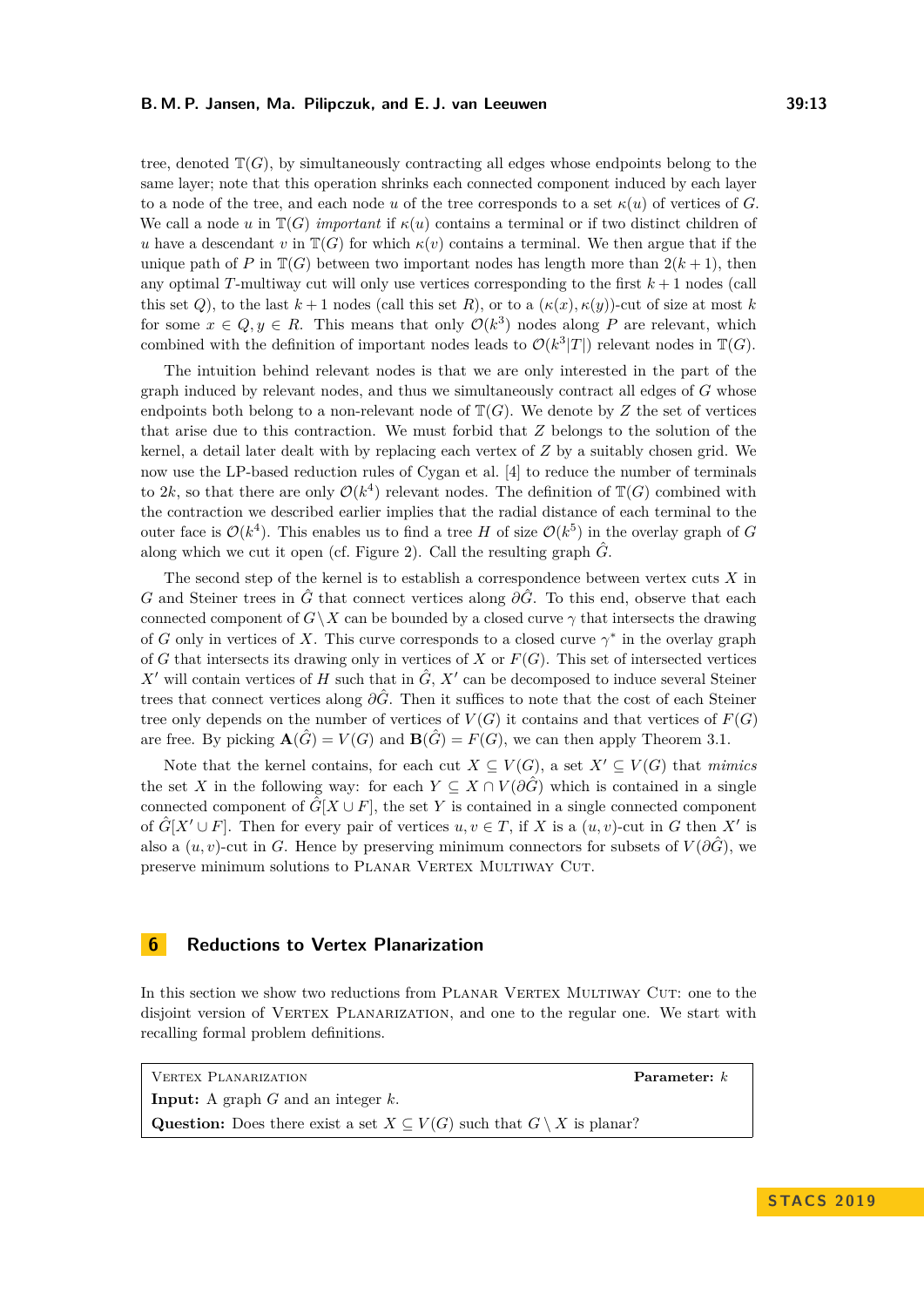tree, denoted $\mathbb{T}(G)$, by simultaneously contracting all edges whose endpoints belong to the same layer; note that this operation shrinks each connected component induced by each layer to a node of the tree, and each node $u$ of the tree corresponds to a set $\kappa(u)$ of vertices of $G$. We call a node $u$ in $\mathbb{T}(G)$ *important* if $\kappa(u)$ contains a terminal or if two distinct children of $u$ have a descendant $v$ in $\mathbb{T}(G)$ for which $\kappa(v)$ contains a terminal. We then argue that if the unique path of $P$ in $\mathbb{T}(G)$ between two important nodes has length more than $2(k+1)$, then any optimal $T$-multiway cut will only use vertices corresponding to the first $k+1$ nodes (call this set $Q$), to the last $k+1$ nodes (call this set $R$), or to a $(\kappa(x), \kappa(y))$-cut of size at most $k$ for some $x \in Q, y \in R$. This means that only $\mathcal{O}(k^3)$ nodes along $P$ are relevant, which combined with the definition of important nodes leads to $\mathcal{O}(k^3|T|)$ relevant nodes in $\mathbb{T}(G)$.

The intuition behind relevant nodes is that we are only interested in the part of the graph induced by relevant nodes, and thus we simultaneously contract all edges of $G$ whose endpoints both belong to a non-relevant node of $\mathbb{T}(G)$. We denote by $Z$ the set of vertices that arise due to this contraction. We must forbid that $Z$ belongs to the solution of the kernel, a detail later dealt with by replacing each vertex of $Z$ by a suitably chosen grid. We now use the LP-based reduction rules of Cygan et al. [4] to reduce the number of terminals to $2k$, so that there are only $\mathcal{O}(k^4)$ relevant nodes. The definition of $\mathbb{T}(G)$ combined with the contraction we described earlier implies that the radial distance of each terminal to the outer face is $\mathcal{O}(k^4)$. This enables us to find a tree $H$ of size $\mathcal{O}(k^5)$ in the overlay graph of $G$ along which we cut it open (cf. Figure 2). Call the resulting graph $\hat{G}$.

The second step of the kernel is to establish a correspondence between vertex cuts $X$ in $G$ and Steiner trees in $\hat{G}$ that connect vertices along $\partial\hat{G}$. To this end, observe that each connected component of $G \setminus X$ can be bounded by a closed curve $\gamma$ that intersects the drawing of $G$ only in vertices of $X$. This curve corresponds to a closed curve $\gamma^*$ in the overlay graph of $G$ that intersects its drawing only in vertices of $X$ or $F(G)$. This set of intersected vertices $X'$ will contain vertices of $H$ such that in $\hat{G}$, $X'$ can be decomposed to induce several Steiner trees that connect vertices along $\partial\hat{G}$. Then it suffices to note that the cost of each Steiner tree only depends on the number of vertices of $V(G)$ it contains and that vertices of $F(G)$ are free. By picking $\mathbf{A}(\hat{G}) = V(G)$ and $\mathbf{B}(\hat{G}) = F(G)$, we can then apply Theorem 3.1.

Note that the kernel contains, for each cut $X \subseteq V(G)$, a set $X' \subseteq V(G)$ that *mimics* the set $X$ in the following way: for each $Y \subseteq X \cap V(\partial\hat{G})$ which is contained in a single connected component of $\hat{G}[X \cup F]$, the set $Y$ is contained in a single connected component of $\hat{G}[X' \cup F]$. Then for every pair of vertices $u, v \in T$, if $X$ is a $(u, v)$-cut in $G$ then $X'$ is also a $(u, v)$-cut in $G$. Hence by preserving minimum connectors for subsets of $V(\partial\hat{G})$, we preserve minimum solutions to Planar Vertex Multiway Cut.

## 6 Reductions to Vertex Planarization

In this section we show two reductions from Planar Vertex Multiway Cut: one to the disjoint version of Vertex Planarization, and one to the regular one. We start with recalling formal problem definitions.

> Vertex Planarization **Parameter:** $k$
> **Input:** A graph $G$ and an integer $k$.
> **Question:** Does there exist a set $X \subseteq V(G)$ such that $G \setminus X$ is planar?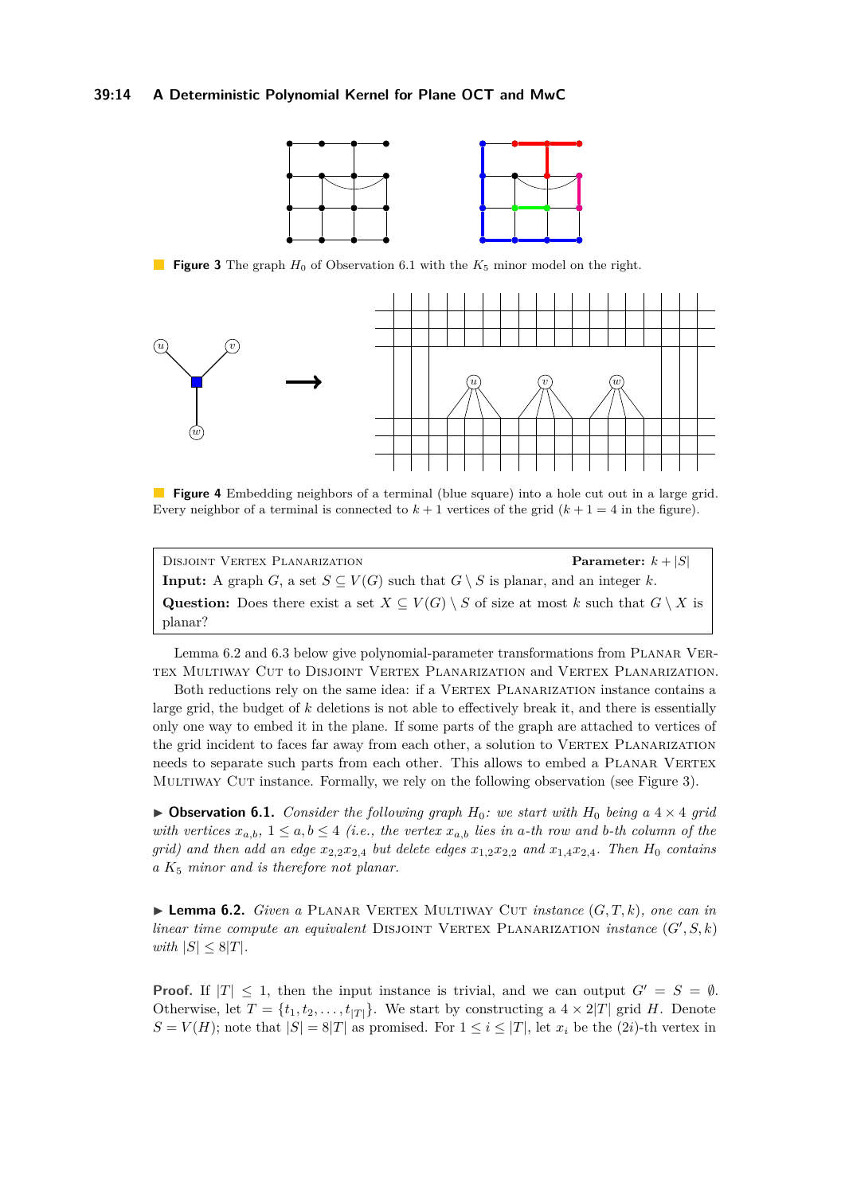**Figure 3** The graph $H_0$ of Observation 6.1 with the $K_5$ minor model on the right.

**Figure 4** Embedding neighbors of a terminal (blue square) into a hole cut out in a large grid. Every neighbor of a terminal is connected to $k+1$ vertices of the grid ($k+1=4$ in the figure).

---

Disjoint Vertex Planarization **Parameter:** $k + |S|$

**Input:** A graph $G$, a set $S \subseteq V(G)$ such that $G \setminus S$ is planar, and an integer $k$.

**Question:** Does there exist a set $X \subseteq V(G) \setminus S$ of size at most $k$ such that $G \setminus X$ is planar?

---

Lemma 6.2 and 6.3 below give polynomial-parameter transformations from Planar Vertex Multiway Cut to Disjoint Vertex Planarization and Vertex Planarization.

Both reductions rely on the same idea: if a Vertex Planarization instance contains a large grid, the budget of $k$ deletions is not able to effectively break it, and there is essentially only one way to embed it in the plane. If some parts of the graph are attached to vertices of the grid incident to faces far away from each other, a solution to Vertex Planarization needs to separate such parts from each other. This allows to embed a Planar Vertex Multiway Cut instance. Formally, we rely on the following observation (see Figure 3).

▶ **Observation 6.1.** *Consider the following graph $H_0$: we start with $H_0$ being a $4 \times 4$ grid with vertices $x_{a,b}$, $1 \leq a, b \leq 4$ (i.e., the vertex $x_{a,b}$ lies in $a$-th row and $b$-th column of the grid) and then add an edge $x_{2,2}x_{2,4}$ but delete edges $x_{1,2}x_{2,2}$ and $x_{1,4}x_{2,4}$. Then $H_0$ contains a $K_5$ minor and is therefore not planar.*

▶ **Lemma 6.2.** *Given a* Planar Vertex Multiway Cut *instance $(G, T, k)$, one can in linear time compute an equivalent* Disjoint Vertex Planarization *instance $(G', S, k)$ with $|S| \leq 8|T|$.*

**Proof.** If $|T| \leq 1$, then the input instance is trivial, and we can output $G' = S = \emptyset$. Otherwise, let $T = \{t_1, t_2, \ldots, t_{|T|}\}$. We start by constructing a $4 \times 2|T|$ grid $H$. Denote $S = V(H)$; note that $|S| = 8|T|$ as promised. For $1 \leq i \leq |T|$, let $x_i$ be the $(2i)$-th vertex in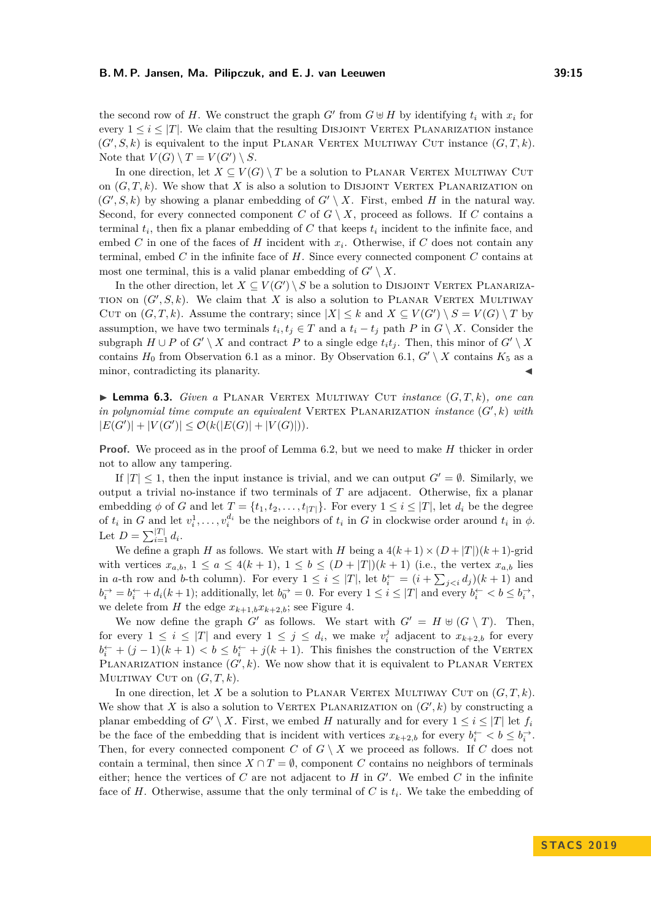the second row of $H$. We construct the graph $G'$ from $G \uplus H$ by identifying $t_i$ with $x_i$ for every $1 \le i \le |T|$. We claim that the resulting Disjoint Vertex Planarization instance $(G', S, k)$ is equivalent to the input Planar Vertex Multiway Cut instance $(G, T, k)$. Note that $V(G) \setminus T = V(G') \setminus S$.

In one direction, let $X \subseteq V(G) \setminus T$ be a solution to Planar Vertex Multiway Cut on $(G, T, k)$. We show that $X$ is also a solution to Disjoint Vertex Planarization on $(G', S, k)$ by showing a planar embedding of $G' \setminus X$. First, embed $H$ in the natural way. Second, for every connected component $C$ of $G \setminus X$, proceed as follows. If $C$ contains a terminal $t_i$, then fix a planar embedding of $C$ that keeps $t_i$ incident to the infinite face, and embed $C$ in one of the faces of $H$ incident with $x_i$. Otherwise, if $C$ does not contain any terminal, embed $C$ in the infinite face of $H$. Since every connected component $C$ contains at most one terminal, this is a valid planar embedding of $G' \setminus X$.

In the other direction, let $X \subseteq V(G') \setminus S$ be a solution to Disjoint Vertex Planarization on $(G', S, k)$. We claim that $X$ is also a solution to Planar Vertex Multiway Cut on $(G, T, k)$. Assume the contrary; since $|X| \le k$ and $X \subseteq V(G') \setminus S = V(G) \setminus T$ by assumption, we have two terminals $t_i, t_j \in T$ and a $t_i - t_j$ path $P$ in $G \setminus X$. Consider the subgraph $H \cup P$ of $G' \setminus X$ and contract $P$ to a single edge $t_i t_j$. Then, this minor of $G' \setminus X$ contains $H_0$ from Observation 6.1 as a minor. By Observation 6.1, $G' \setminus X$ contains $K_5$ as a minor, contradicting its planarity. ◀

▶ **Lemma 6.3.** *Given a* Planar Vertex Multiway Cut *instance* $(G, T, k)$*, one can in polynomial time compute an equivalent* Vertex Planarization *instance* $(G', k)$ *with* $|E(G')| + |V(G')| \le \mathcal{O}(k(|E(G)| + |V(G)|))$.

**Proof.** We proceed as in the proof of Lemma 6.2, but we need to make $H$ thicker in order not to allow any tampering.

If $|T| \le 1$, then the input instance is trivial, and we can output $G' = \emptyset$. Similarly, we output a trivial no-instance if two terminals of $T$ are adjacent. Otherwise, fix a planar embedding $\phi$ of $G$ and let $T = \{t_1, t_2, \ldots, t_{|T|}\}$. For every $1 \le i \le |T|$, let $d_i$ be the degree of $t_i$ in $G$ and let $v_i^1, \ldots, v_i^{d_i}$ be the neighbors of $t_i$ in $G$ in clockwise order around $t_i$ in $\phi$. Let $D = \sum_{i=1}^{|T|} d_i$.

We define a graph $H$ as follows. We start with $H$ being a $4(k+1) \times (D + |T|)(k+1)$-grid with vertices $x_{a,b}$, $1 \le a \le 4(k+1)$, $1 \le b \le (D + |T|)(k+1)$ (i.e., the vertex $x_{a,b}$ lies in $a$-th row and $b$-th column). For every $1 \le i \le |T|$, let $b_i^{\leftarrow} = (i + \sum_{j<i} d_j)(k+1)$ and $b_i^{\rightarrow} = b_i^{\leftarrow} + d_i(k+1)$; additionally, let $b_0^{\rightarrow} = 0$. For every $1 \le i \le |T|$ and every $b_i^{\leftarrow} < b \le b_i^{\rightarrow}$, we delete from $H$ the edge $x_{k+1,b}x_{k+2,b}$; see Figure 4.

We now define the graph $G'$ as follows. We start with $G' = H \uplus (G \setminus T)$. Then, for every $1 \le i \le |T|$ and every $1 \le j \le d_i$, we make $v_i^j$ adjacent to $x_{k+2,b}$ for every $b_i^{\leftarrow} + (j-1)(k+1) < b \le b_i^{\leftarrow} + j(k+1)$. This finishes the construction of the Vertex Planarization instance $(G', k)$. We now show that it is equivalent to Planar Vertex Multiway Cut on $(G, T, k)$.

In one direction, let $X$ be a solution to Planar Vertex Multiway Cut on $(G, T, k)$. We show that $X$ is also a solution to Vertex Planarization on $(G', k)$ by constructing a planar embedding of $G' \setminus X$. First, we embed $H$ naturally and for every $1 \le i \le |T|$ let $f_i$ be the face of the embedding that is incident with vertices $x_{k+2,b}$ for every $b_i^{\leftarrow} < b \le b_i^{\rightarrow}$. Then, for every connected component $C$ of $G \setminus X$ we proceed as follows. If $C$ does not contain a terminal, then since $X \cap T = \emptyset$, component $C$ contains no neighbors of terminals either; hence the vertices of $C$ are not adjacent to $H$ in $G'$. We embed $C$ in the infinite face of $H$. Otherwise, assume that the only terminal of $C$ is $t_i$. We take the embedding of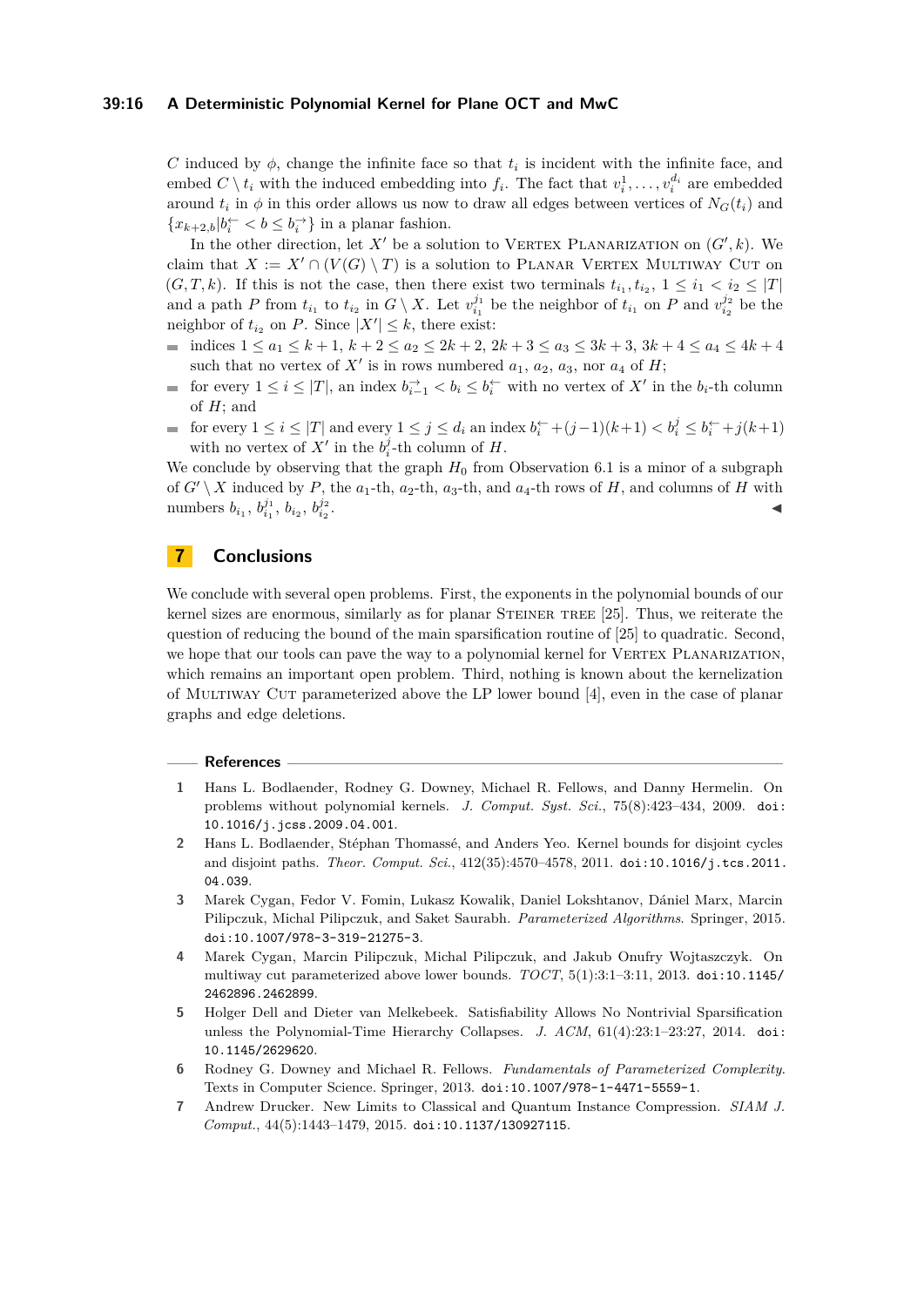$C$ induced by $\phi$, change the infinite face so that $t_i$ is incident with the infinite face, and embed $C \setminus t_i$ with the induced embedding into $f_i$. The fact that $v_i^1, \ldots, v_i^{d_i}$ are embedded around $t_i$ in $\phi$ in this order allows us now to draw all edges between vertices of $N_G(t_i)$ and $\{x_{k+2,b} | b_i^{\leftarrow} < b \leq b_i^{\rightarrow}\}$ in a planar fashion.

In the other direction, let $X'$ be a solution to Vertex Planarization on $(G', k)$. We claim that $X := X' \cap (V(G) \setminus T)$ is a solution to Planar Vertex Multiway Cut on $(G, T, k)$. If this is not the case, then there exist two terminals $t_{i_1}, t_{i_2}$, $1 \leq i_1 < i_2 \leq |T|$ and a path $P$ from $t_{i_1}$ to $t_{i_2}$ in $G \setminus X$. Let $v_{i_1}^{j_1}$ be the neighbor of $t_{i_1}$ on $P$ and $v_{i_2}^{j_2}$ be the neighbor of $t_{i_2}$ on $P$. Since $|X'| \leq k$, there exist:

- indices $1 \leq a_1 \leq k+1$, $k+2 \leq a_2 \leq 2k+2$, $2k+3 \leq a_3 \leq 3k+3$, $3k+4 \leq a_4 \leq 4k+4$ such that no vertex of $X'$ is in rows numbered $a_1$, $a_2$, $a_3$, nor $a_4$ of $H$;
- for every $1 \leq i \leq |T|$, an index $b_{i-1}^{\rightarrow} < b_i \leq b_i^{\leftarrow}$ with no vertex of $X'$ in the $b_i$-th column of $H$; and
- for every $1 \leq i \leq |T|$ and every $1 \leq j \leq d_i$ an index $b_i^{\leftarrow} + (j-1)(k+1) < b_i^j \leq b_i^{\leftarrow} + j(k+1)$ with no vertex of $X'$ in the $b_i^j$-th column of $H$.

We conclude by observing that the graph $H_0$ from Observation 6.1 is a minor of a subgraph of $G' \setminus X$ induced by $P$, the $a_1$-th, $a_2$-th, $a_3$-th, and $a_4$-th rows of $H$, and columns of $H$ with numbers $b_{i_1}$, $b_{i_1}^{j_1}$, $b_{i_2}$, $b_{i_2}^{j_2}$. ◀

## 7 Conclusions

We conclude with several open problems. First, the exponents in the polynomial bounds of our kernel sizes are enormous, similarly as for planar Steiner tree [25]. Thus, we reiterate the question of reducing the bound of the main sparsification routine of [25] to quadratic. Second, we hope that our tools can pave the way to a polynomial kernel for Vertex Planarization, which remains an important open problem. Third, nothing is known about the kernelization of Multiway Cut parameterized above the LP lower bound [4], even in the case of planar graphs and edge deletions.

## References

1. Hans L. Bodlaender, Rodney G. Downey, Michael R. Fellows, and Danny Hermelin. On problems without polynomial kernels. *J. Comput. Syst. Sci.*, 75(8):423–434, 2009. doi:10.1016/j.jcss.2009.04.001.
2. Hans L. Bodlaender, Stéphan Thomassé, and Anders Yeo. Kernel bounds for disjoint cycles and disjoint paths. *Theor. Comput. Sci.*, 412(35):4570–4578, 2011. doi:10.1016/j.tcs.2011.04.039.
3. Marek Cygan, Fedor V. Fomin, Lukasz Kowalik, Daniel Lokshtanov, Dániel Marx, Marcin Pilipczuk, Michal Pilipczuk, and Saket Saurabh. *Parameterized Algorithms*. Springer, 2015. doi:10.1007/978-3-319-21275-3.
4. Marek Cygan, Marcin Pilipczuk, Michal Pilipczuk, and Jakub Onufry Wojtaszczyk. On multiway cut parameterized above lower bounds. *TOCT*, 5(1):3:1–3:11, 2013. doi:10.1145/2462896.2462899.
5. Holger Dell and Dieter van Melkebeek. Satisfiability Allows No Nontrivial Sparsification unless the Polynomial-Time Hierarchy Collapses. *J. ACM*, 61(4):23:1–23:27, 2014. doi:10.1145/2629620.
6. Rodney G. Downey and Michael R. Fellows. *Fundamentals of Parameterized Complexity*. Texts in Computer Science. Springer, 2013. doi:10.1007/978-1-4471-5559-1.
7. Andrew Drucker. New Limits to Classical and Quantum Instance Compression. *SIAM J. Comput.*, 44(5):1443–1479, 2015. doi:10.1137/130927115.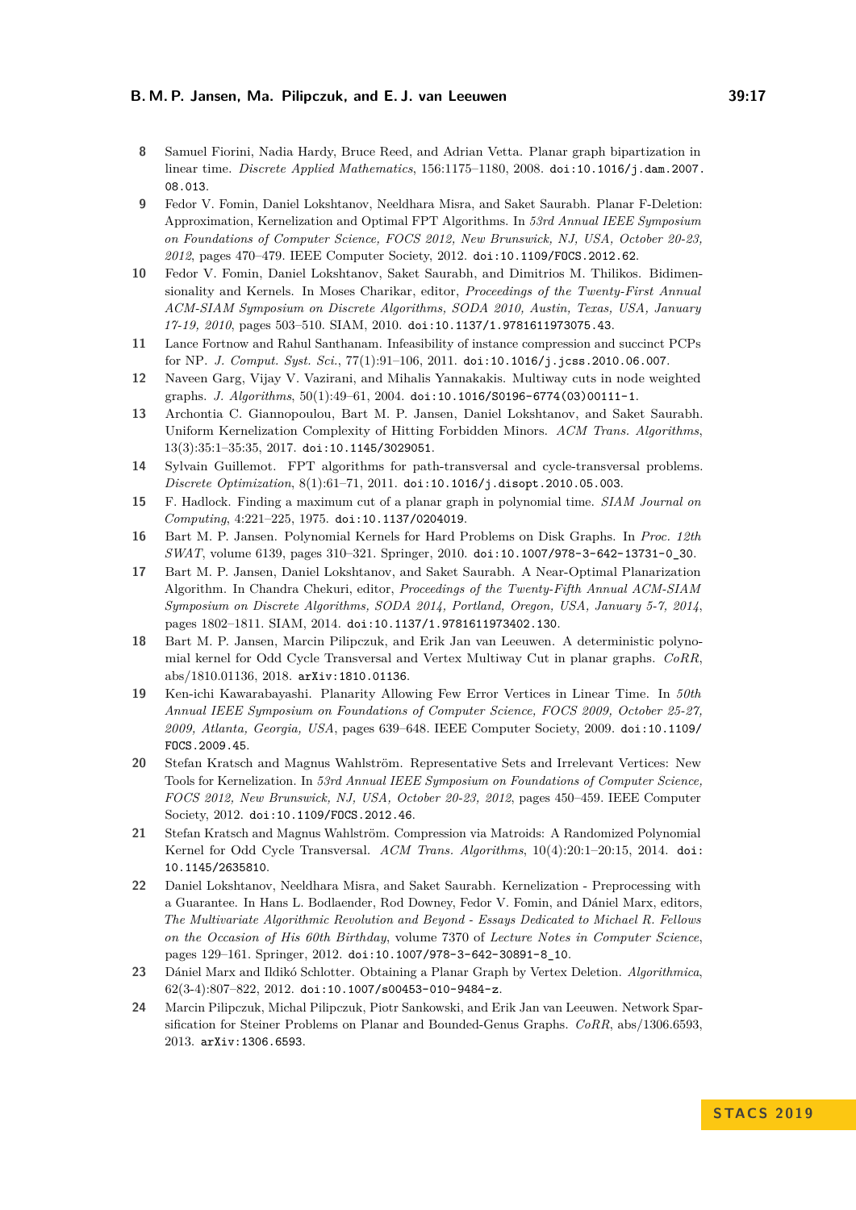8. Samuel Fiorini, Nadia Hardy, Bruce Reed, and Adrian Vetta. Planar graph bipartization in linear time. *Discrete Applied Mathematics*, 156:1175–1180, 2008. doi:10.1016/j.dam.2007.08.013.
9. Fedor V. Fomin, Daniel Lokshtanov, Neeldhara Misra, and Saket Saurabh. Planar F-Deletion: Approximation, Kernelization and Optimal FPT Algorithms. In *53rd Annual IEEE Symposium on Foundations of Computer Science, FOCS 2012, New Brunswick, NJ, USA, October 20-23, 2012*, pages 470–479. IEEE Computer Society, 2012. doi:10.1109/FOCS.2012.62.
10. Fedor V. Fomin, Daniel Lokshtanov, Saket Saurabh, and Dimitrios M. Thilikos. Bidimensionality and Kernels. In Moses Charikar, editor, *Proceedings of the Twenty-First Annual ACM-SIAM Symposium on Discrete Algorithms, SODA 2010, Austin, Texas, USA, January 17-19, 2010*, pages 503–510. SIAM, 2010. doi:10.1137/1.9781611973075.43.
11. Lance Fortnow and Rahul Santhanam. Infeasibility of instance compression and succinct PCPs for NP. *J. Comput. Syst. Sci.*, 77(1):91–106, 2011. doi:10.1016/j.jcss.2010.06.007.
12. Naveen Garg, Vijay V. Vazirani, and Mihalis Yannakakis. Multiway cuts in node weighted graphs. *J. Algorithms*, 50(1):49–61, 2004. doi:10.1016/S0196-6774(03)00111-1.
13. Archontia C. Giannopoulou, Bart M. P. Jansen, Daniel Lokshtanov, and Saket Saurabh. Uniform Kernelization Complexity of Hitting Forbidden Minors. *ACM Trans. Algorithms*, 13(3):35:1–35:35, 2017. doi:10.1145/3029051.
14. Sylvain Guillemot. FPT algorithms for path-transversal and cycle-transversal problems. *Discrete Optimization*, 8(1):61–71, 2011. doi:10.1016/j.disopt.2010.05.003.
15. F. Hadlock. Finding a maximum cut of a planar graph in polynomial time. *SIAM Journal on Computing*, 4:221–225, 1975. doi:10.1137/0204019.
16. Bart M. P. Jansen. Polynomial Kernels for Hard Problems on Disk Graphs. In *Proc. 12th SWAT*, volume 6139, pages 310–321. Springer, 2010. doi:10.1007/978-3-642-13731-0_30.
17. Bart M. P. Jansen, Daniel Lokshtanov, and Saket Saurabh. A Near-Optimal Planarization Algorithm. In Chandra Chekuri, editor, *Proceedings of the Twenty-Fifth Annual ACM-SIAM Symposium on Discrete Algorithms, SODA 2014, Portland, Oregon, USA, January 5-7, 2014*, pages 1802–1811. SIAM, 2014. doi:10.1137/1.9781611973402.130.
18. Bart M. P. Jansen, Marcin Pilipczuk, and Erik Jan van Leeuwen. A deterministic polynomial kernel for Odd Cycle Transversal and Vertex Multiway Cut in planar graphs. *CoRR*, abs/1810.01136, 2018. arXiv:1810.01136.
19. Ken-ichi Kawarabayashi. Planarity Allowing Few Error Vertices in Linear Time. In *50th Annual IEEE Symposium on Foundations of Computer Science, FOCS 2009, October 25-27, 2009, Atlanta, Georgia, USA*, pages 639–648. IEEE Computer Society, 2009. doi:10.1109/FOCS.2009.45.
20. Stefan Kratsch and Magnus Wahlström. Representative Sets and Irrelevant Vertices: New Tools for Kernelization. In *53rd Annual IEEE Symposium on Foundations of Computer Science, FOCS 2012, New Brunswick, NJ, USA, October 20-23, 2012*, pages 450–459. IEEE Computer Society, 2012. doi:10.1109/FOCS.2012.46.
21. Stefan Kratsch and Magnus Wahlström. Compression via Matroids: A Randomized Polynomial Kernel for Odd Cycle Transversal. *ACM Trans. Algorithms*, 10(4):20:1–20:15, 2014. doi:10.1145/2635810.
22. Daniel Lokshtanov, Neeldhara Misra, and Saket Saurabh. Kernelization - Preprocessing with a Guarantee. In Hans L. Bodlaender, Rod Downey, Fedor V. Fomin, and Dániel Marx, editors, *The Multivariate Algorithmic Revolution and Beyond - Essays Dedicated to Michael R. Fellows on the Occasion of His 60th Birthday*, volume 7370 of *Lecture Notes in Computer Science*, pages 129–161. Springer, 2012. doi:10.1007/978-3-642-30891-8_10.
23. Dániel Marx and Ildikó Schlotter. Obtaining a Planar Graph by Vertex Deletion. *Algorithmica*, 62(3-4):807–822, 2012. doi:10.1007/s00453-010-9484-z.
24. Marcin Pilipczuk, Michal Pilipczuk, Piotr Sankowski, and Erik Jan van Leeuwen. Network Sparsification for Steiner Problems on Planar and Bounded-Genus Graphs. *CoRR*, abs/1306.6593, 2013. arXiv:1306.6593.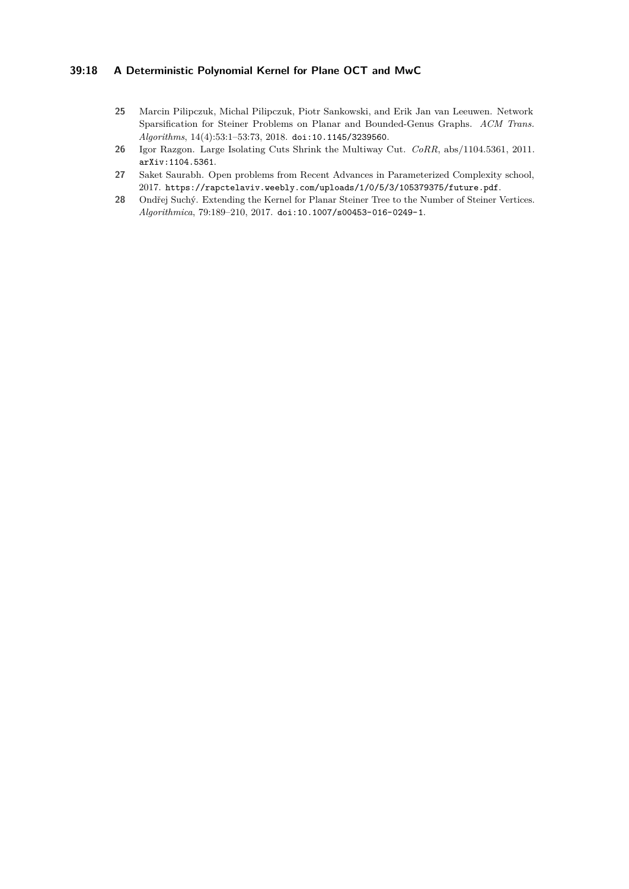25 Marcin Pilipczuk, Michał Pilipczuk, Piotr Sankowski, and Erik Jan van Leeuwen. Network Sparsification for Steiner Problems on Planar and Bounded-Genus Graphs. *ACM Trans. Algorithms*, 14(4):53:1–53:73, 2018. doi:10.1145/3239560.

26 Igor Razgon. Large Isolating Cuts Shrink the Multiway Cut. *CoRR*, abs/1104.5361, 2011. arXiv:1104.5361.

27 Saket Saurabh. Open problems from Recent Advances in Parameterized Complexity school, 2017. https://rapctelaviv.weebly.com/uploads/1/0/5/3/105379375/future.pdf.

28 Ondřej Suchý. Extending the Kernel for Planar Steiner Tree to the Number of Steiner Vertices. *Algorithmica*, 79:189–210, 2017. doi:10.1007/s00453-016-0249-1.